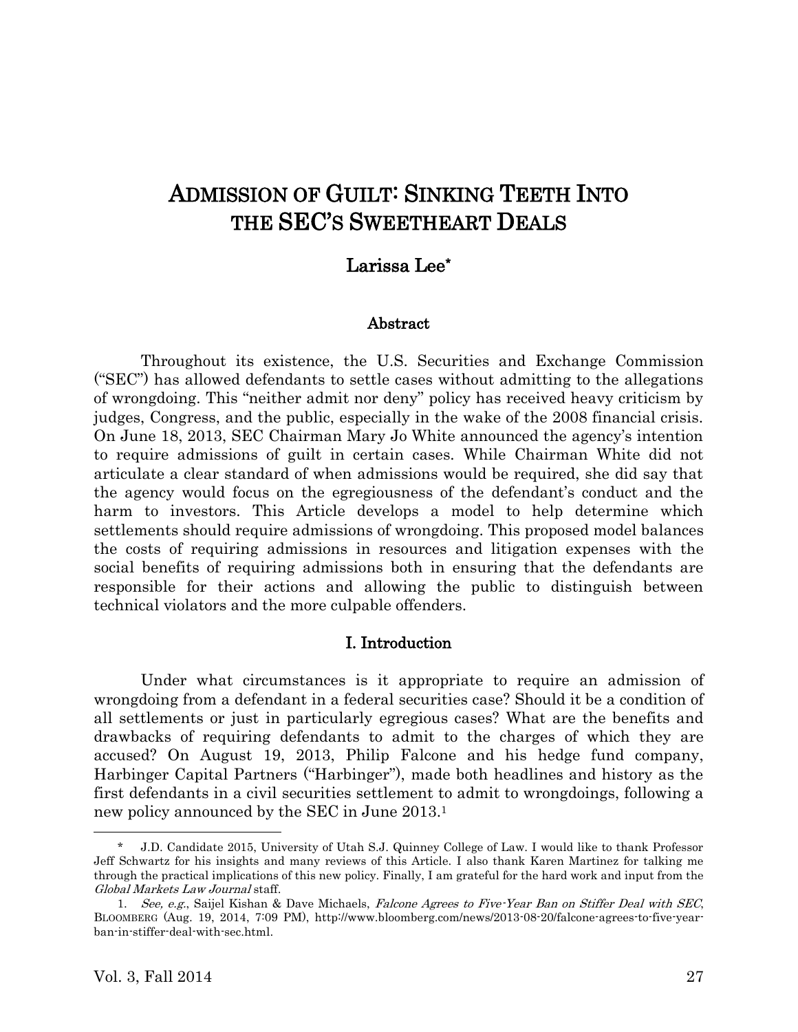# ADMISSION OF GUILT: SINKING TEETH INTO THE SEC'S SWEETHEART DEALS

**Larissa Lee***

### Abstract

Throughout its existence, the U.S. Securities and Exchange Commission ("SEC") has allowed defendants to settle cases without admitting to the allegations of wrongdoing. This "neither admit nor deny" policy has received heavy criticism by judges, Congress, and the public, especially in the wake of the 2008 financial crisis. On June 18, 2013, SEC Chairman Mary Jo White announced the agency's intention to require admissions of guilt in certain cases. While Chairman White did not articulate a clear standard of when admissions would be required, she did say that the agency would focus on the egregiousness of the defendant's conduct and the harm to investors. This Article develops a model to help determine which settlements should require admissions of wrongdoing. This proposed model balances the costs of requiring admissions in resources and litigation expenses with the social benefits of requiring admissions both in ensuring that the defendants are responsible for their actions and allowing the public to distinguish between technical violators and the more culpable offenders.

## I. Introduction

Under what circumstances is it appropriate to require an admission of wrongdoing from a defendant in a federal securities case? Should it be a condition of all settlements or just in particularly egregious cases? What are the benefits and drawbacks of requiring defendants to admit to the charges of which they are accused? On August 19, 2013, Philip Falcone and his hedge fund company, Harbinger Capital Partners ("Harbinger"), made both headlines and history as the first defendants in a civil securities settlement to admit to wrongdoings, following a new policy announced by the SEC in June 2013.[1]

---

\* J.D. Candidate 2015, University of Utah S.J. Quinney College of Law. I would like to thank Professor Jeff Schwartz for his insights and many reviews of this Article. I also thank Karen Martinez for talking me through the practical implications of this new policy. Finally, I am grateful for the hard work and input from the *Global Markets Law Journal* staff.

1. *See, e.g.*, Saijel Kishan & Dave Michaels, *Falcone Agrees to Five-Year Ban on Stiffer Deal with SEC*, BLOOMBERG (Aug. 19, 2014, 7:09 PM), http://www.bloomberg.com/news/2013-08-20/falcone-agrees-to-five-year-ban-in-stiffer-deal-with-sec.html.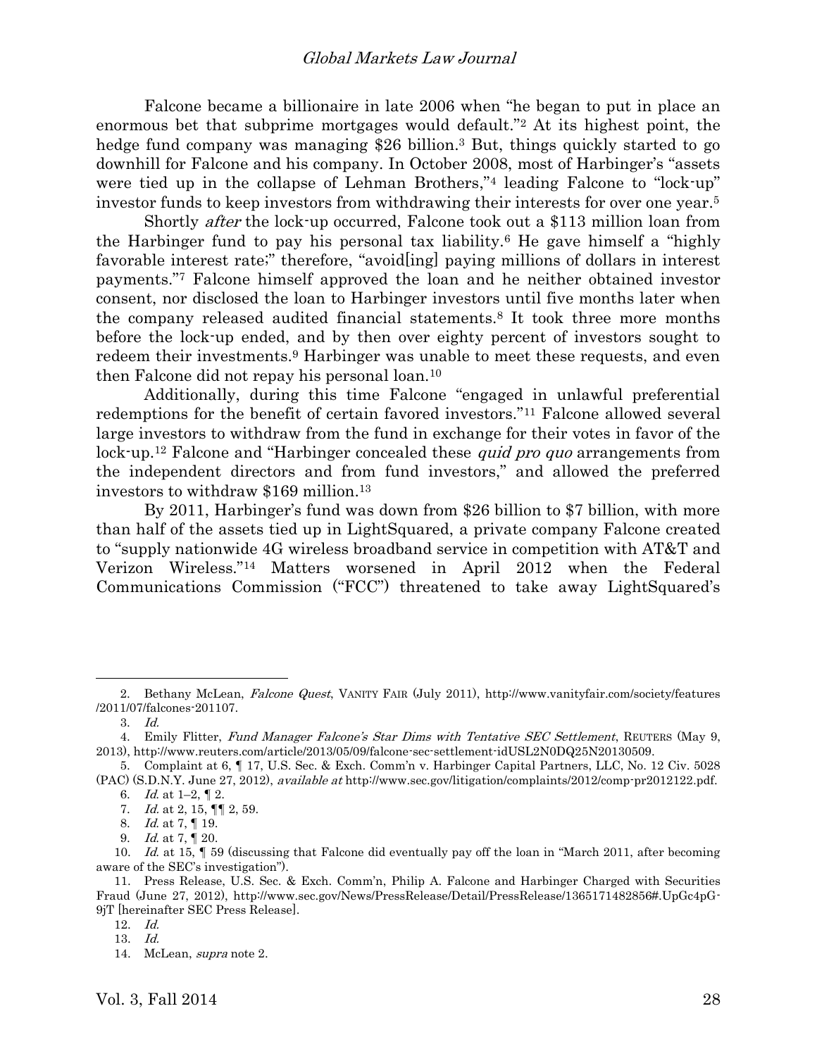Falcone became a billionaire in late 2006 when "he began to put in place an enormous bet that subprime mortgages would default."[2] At its highest point, the hedge fund company was managing $26 billion.[3] But, things quickly started to go downhill for Falcone and his company. In October 2008, most of Harbinger's "assets were tied up in the collapse of Lehman Brothers,"[4] leading Falcone to "lock-up" investor funds to keep investors from withdrawing their interests for over one year.[5]

Shortly *after* the lock-up occurred, Falcone took out a $113 million loan from the Harbinger fund to pay his personal tax liability.[6] He gave himself a "highly favorable interest rate;" therefore, "avoid[ing] paying millions of dollars in interest payments."[7] Falcone himself approved the loan and he neither obtained investor consent, nor disclosed the loan to Harbinger investors until five months later when the company released audited financial statements.[8] It took three more months before the lock-up ended, and by then over eighty percent of investors sought to redeem their investments.[9] Harbinger was unable to meet these requests, and even then Falcone did not repay his personal loan.[10]

Additionally, during this time Falcone "engaged in unlawful preferential redemptions for the benefit of certain favored investors."[11] Falcone allowed several large investors to withdraw from the fund in exchange for their votes in favor of the lock-up.[12] Falcone and "Harbinger concealed these *quid pro quo* arrangements from the independent directors and from fund investors," and allowed the preferred investors to withdraw $169 million.[13]

By 2011, Harbinger's fund was down from $26 billion to $7 billion, with more than half of the assets tied up in LightSquared, a private company Falcone created to "supply nationwide 4G wireless broadband service in competition with AT&T and Verizon Wireless."[14] Matters worsened in April 2012 when the Federal Communications Commission ("FCC") threatened to take away LightSquared's

---

2. Bethany McLean, *Falcone Quest*, VANITY FAIR (July 2011), http://www.vanityfair.com/society/features/2011/07/falcones-201107.

3. *Id.*

4. Emily Flitter, *Fund Manager Falcone's Star Dims with Tentative SEC Settlement*, REUTERS (May 9, 2013), http://www.reuters.com/article/2013/05/09/falcone-sec-settlement-idUSL2N0DQ25N20130509.

5. Complaint at 6, ¶ 17, U.S. Sec. & Exch. Comm'n v. Harbinger Capital Partners, LLC, No. 12 Civ. 5028 (PAC) (S.D.N.Y. June 27, 2012), *available at* http://www.sec.gov/litigation/complaints/2012/comp-pr2012122.pdf.

6. *Id.* at 1–2, ¶ 2.

7. *Id.* at 2, 15, ¶¶ 2, 59.

8. *Id.* at 7, ¶ 19.

9. *Id.* at 7, ¶ 20.

10. *Id.* at 15, ¶ 59 (discussing that Falcone did eventually pay off the loan in "March 2011, after becoming aware of the SEC's investigation").

11. Press Release, U.S. Sec. & Exch. Comm'n, Philip A. Falcone and Harbinger Charged with Securities Fraud (June 27, 2012), http://www.sec.gov/News/PressRelease/Detail/PressRelease/1365171482856#.UpGc4pG-9jT [hereinafter SEC Press Release].

12. *Id.*

13. *Id.*

14. McLean, *supra* note 2.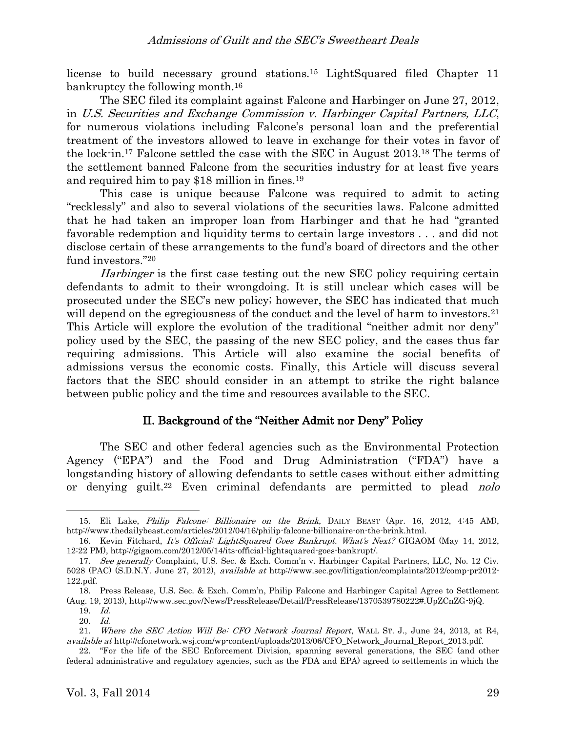license to build necessary ground stations.[15] LightSquared filed Chapter 11 bankruptcy the following month.[16]

The SEC filed its complaint against Falcone and Harbinger on June 27, 2012, in *U.S. Securities and Exchange Commission v. Harbinger Capital Partners, LLC*, for numerous violations including Falcone's personal loan and the preferential treatment of the investors allowed to leave in exchange for their votes in favor of the lock-in.[17] Falcone settled the case with the SEC in August 2013.[18] The terms of the settlement banned Falcone from the securities industry for at least five years and required him to pay $18 million in fines.[19]

This case is unique because Falcone was required to admit to acting "recklessly" and also to several violations of the securities laws. Falcone admitted that he had taken an improper loan from Harbinger and that he had "granted favorable redemption and liquidity terms to certain large investors . . . and did not disclose certain of these arrangements to the fund's board of directors and the other fund investors."[20]

*Harbinger* is the first case testing out the new SEC policy requiring certain defendants to admit to their wrongdoing. It is still unclear which cases will be prosecuted under the SEC's new policy; however, the SEC has indicated that much will depend on the egregiousness of the conduct and the level of harm to investors.[21] This Article will explore the evolution of the traditional "neither admit nor deny" policy used by the SEC, the passing of the new SEC policy, and the cases thus far requiring admissions. This Article will also examine the social benefits of admissions versus the economic costs. Finally, this Article will discuss several factors that the SEC should consider in an attempt to strike the right balance between public policy and the time and resources available to the SEC.

## II. Background of the "Neither Admit nor Deny" Policy

The SEC and other federal agencies such as the Environmental Protection Agency ("EPA") and the Food and Drug Administration ("FDA") have a longstanding history of allowing defendants to settle cases without either admitting or denying guilt.[22] Even criminal defendants are permitted to plead *nolo*

---

15. Eli Lake, *Philip Falcone: Billionaire on the Brink*, DAILY BEAST (Apr. 16, 2012, 4:45 AM), http://www.thedailybeast.com/articles/2012/04/16/philip-falcone-billionaire-on-the-brink.html.

16. Kevin Fitchard, *It's Official: LightSquared Goes Bankrupt. What's Next?* GIGAOM (May 14, 2012, 12:22 PM), http://gigaom.com/2012/05/14/its-official-lightsquared-goes-bankrupt/.

17. *See generally* Complaint, U.S. Sec. & Exch. Comm'n v. Harbinger Capital Partners, LLC, No. 12 Civ. 5028 (PAC) (S.D.N.Y. June 27, 2012), *available at* http://www.sec.gov/litigation/complaints/2012/comp-pr2012-122.pdf.

18. Press Release, U.S. Sec. & Exch. Comm'n, Philip Falcone and Harbinger Capital Agree to Settlement (Aug. 19, 2013), http://www.sec.gov/News/PressRelease/Detail/PressRelease/1370539780222#.UpZCnZG-9jQ.

19. *Id.*

20. *Id.*

21. *Where the SEC Action Will Be: CFO Network Journal Report*, WALL ST. J., June 24, 2013, at R4, *available at* http://cfonetwork.wsj.com/wp-content/uploads/2013/06/CFO_Network_Journal_Report_2013.pdf.

22. "For the life of the SEC Enforcement Division, spanning several generations, the SEC (and other federal administrative and regulatory agencies, such as the FDA and EPA) agreed to settlements in which the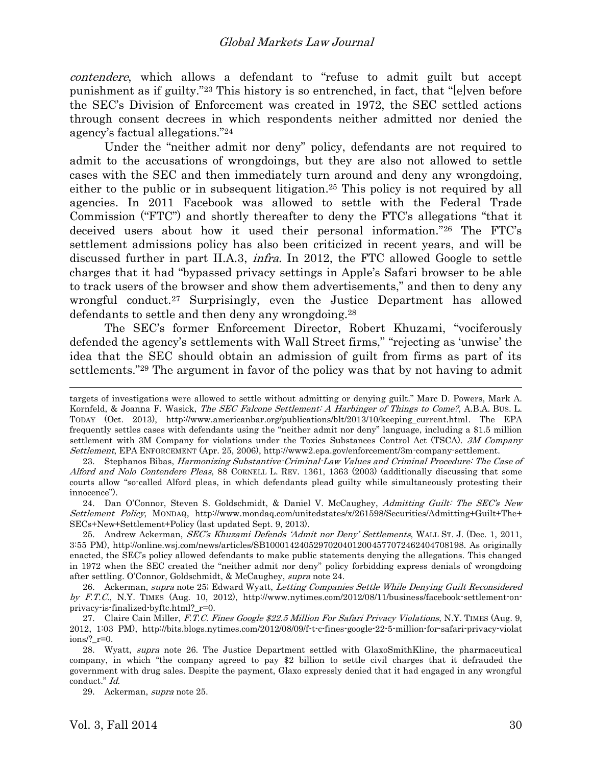*contendere*, which allows a defendant to "refuse to admit guilt but accept punishment as if guilty."[23] This history is so entrenched, in fact, that "[e]ven before the SEC's Division of Enforcement was created in 1972, the SEC settled actions through consent decrees in which respondents neither admitted nor denied the agency's factual allegations."[24]

Under the "neither admit nor deny" policy, defendants are not required to admit to the accusations of wrongdoings, but they are also not allowed to settle cases with the SEC and then immediately turn around and deny any wrongdoing, either to the public or in subsequent litigation.[25] This policy is not required by all agencies. In 2011 Facebook was allowed to settle with the Federal Trade Commission ("FTC") and shortly thereafter to deny the FTC's allegations "that it deceived users about how it used their personal information."[26] The FTC's settlement admissions policy has also been criticized in recent years, and will be discussed further in part II.A.3, *infra*. In 2012, the FTC allowed Google to settle charges that it had "bypassed privacy settings in Apple's Safari browser to be able to track users of the browser and show them advertisements," and then to deny any wrongful conduct.[27] Surprisingly, even the Justice Department has allowed defendants to settle and then deny any wrongdoing.[28]

The SEC's former Enforcement Director, Robert Khuzami, "vociferously defended the agency's settlements with Wall Street firms," "rejecting as 'unwise' the idea that the SEC should obtain an admission of guilt from firms as part of its settlements."[29] The argument in favor of the policy was that by not having to admit

---

targets of investigations were allowed to settle without admitting or denying guilt." Marc D. Powers, Mark A. Kornfeld, & Joanna F. Wasick, *The SEC Falcone Settlement: A Harbinger of Things to Come?*, A.B.A. BUS. L. TODAY (Oct. 2013), http://www.americanbar.org/publications/blt/2013/10/keeping_current.html. The EPA frequently settles cases with defendants using the "neither admit nor deny" language, including a $1.5 million settlement with 3M Company for violations under the Toxics Substances Control Act (TSCA). *3M Company Settlement*, EPA ENFORCEMENT (Apr. 25, 2006), http://www2.epa.gov/enforcement/3m-company-settlement.

23. Stephanos Bibas, *Harmonizing Substantive-Criminal-Law Values and Criminal Procedure: The Case of Alford and Nolo Contendere Pleas*, 88 CORNELL L. REV. 1361, 1363 (2003) (additionally discussing that some courts allow "so-called Alford pleas, in which defendants plead guilty while simultaneously protesting their innocence").

24. Dan O'Connor, Steven S. Goldschmidt, & Daniel V. McCaughey, *Admitting Guilt: The SEC's New Settlement Policy*, MONDAQ, http://www.mondaq.com/unitedstates/x/261598/Securities/Admitting+Guilt+The+SECs+New+Settlement+Policy (last updated Sept. 9, 2013).

25. Andrew Ackerman, *SEC's Khuzami Defends 'Admit nor Deny' Settlements*, WALL ST. J. (Dec. 1, 2011, 3:55 PM), http://online.wsj.com/news/articles/SB10001424052970204012004577072462404708198. As originally enacted, the SEC's policy allowed defendants to make public statements denying the allegations. This changed in 1972 when the SEC created the "neither admit nor deny" policy forbidding express denials of wrongdoing after settling. O'Connor, Goldschmidt, & McCaughey, *supra* note 24.

26. Ackerman, *supra* note 25; Edward Wyatt, *Letting Companies Settle While Denying Guilt Reconsidered by F.T.C.*, N.Y. TIMES (Aug. 10, 2012), http://www.nytimes.com/2012/08/11/business/facebook-settlement-on-privacy-is-finalized-byftc.html?_r=0.

27. Claire Cain Miller, *F.T.C. Fines Google $22.5 Million For Safari Privacy Violations*, N.Y. TIMES (Aug. 9, 2012, 1:03 PM), http://bits.blogs.nytimes.com/2012/08/09/f-t-c-fines-google-22-5-million-for-safari-privacy-violations/?_r=0.

28. Wyatt, *supra* note 26. The Justice Department settled with GlaxoSmithKline, the pharmaceutical company, in which "the company agreed to pay $2 billion to settle civil charges that it defrauded the government with drug sales. Despite the payment, Glaxo expressly denied that it had engaged in any wrongful conduct." *Id.*

29. Ackerman, *supra* note 25.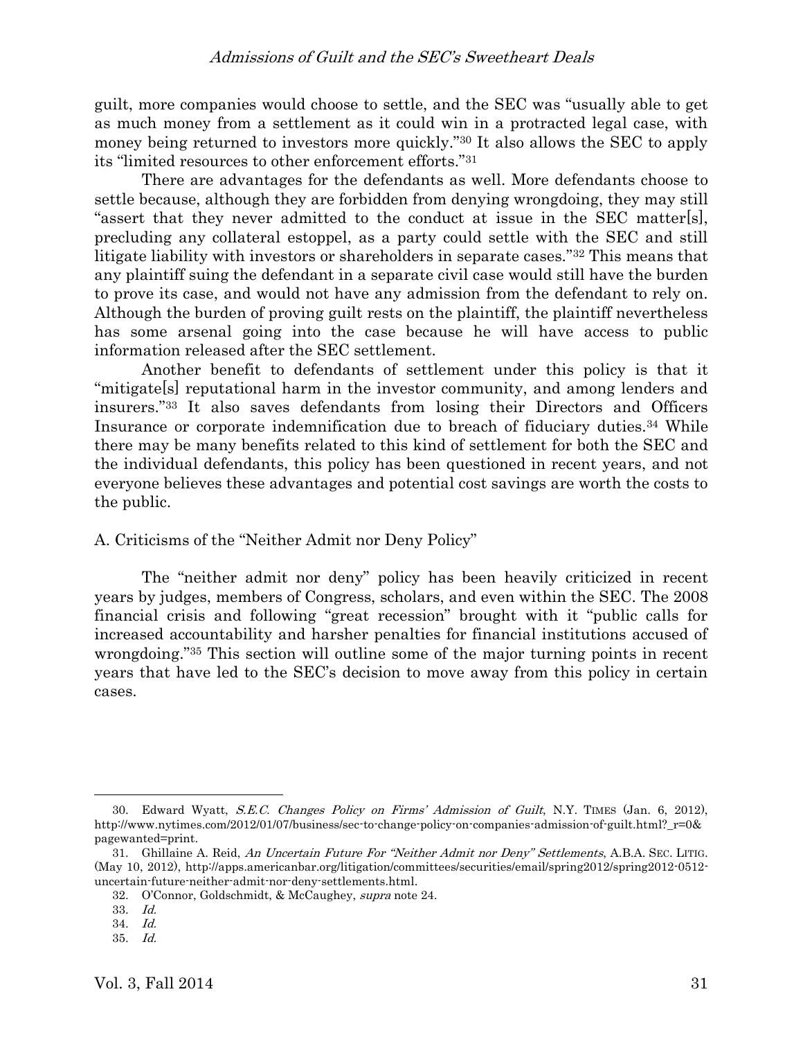guilt, more companies would choose to settle, and the SEC was "usually able to get as much money from a settlement as it could win in a protracted legal case, with money being returned to investors more quickly."[30] It also allows the SEC to apply its "limited resources to other enforcement efforts."[31]

There are advantages for the defendants as well. More defendants choose to settle because, although they are forbidden from denying wrongdoing, they may still "assert that they never admitted to the conduct at issue in the SEC matter[s], precluding any collateral estoppel, as a party could settle with the SEC and still litigate liability with investors or shareholders in separate cases."[32] This means that any plaintiff suing the defendant in a separate civil case would still have the burden to prove its case, and would not have any admission from the defendant to rely on. Although the burden of proving guilt rests on the plaintiff, the plaintiff nevertheless has some arsenal going into the case because he will have access to public information released after the SEC settlement.

Another benefit to defendants of settlement under this policy is that it "mitigate[s] reputational harm in the investor community, and among lenders and insurers."[33] It also saves defendants from losing their Directors and Officers Insurance or corporate indemnification due to breach of fiduciary duties.[34] While there may be many benefits related to this kind of settlement for both the SEC and the individual defendants, this policy has been questioned in recent years, and not everyone believes these advantages and potential cost savings are worth the costs to the public.

## A. Criticisms of the "Neither Admit nor Deny Policy"

The "neither admit nor deny" policy has been heavily criticized in recent years by judges, members of Congress, scholars, and even within the SEC. The 2008 financial crisis and following "great recession" brought with it "public calls for increased accountability and harsher penalties for financial institutions accused of wrongdoing."[35] This section will outline some of the major turning points in recent years that have led to the SEC's decision to move away from this policy in certain cases.

---

30. Edward Wyatt, *S.E.C. Changes Policy on Firms' Admission of Guilt*, N.Y. TIMES (Jan. 6, 2012), http://www.nytimes.com/2012/01/07/business/sec-to-change-policy-on-companies-admission-of-guilt.html?_r=0&pagewanted=print.

31. Ghillaine A. Reid, *An Uncertain Future For "Neither Admit nor Deny" Settlements*, A.B.A. SEC. LITIG. (May 10, 2012), http://apps.americanbar.org/litigation/committees/securities/email/spring2012/spring2012-0512-uncertain-future-neither-admit-nor-deny-settlements.html.

32. O'Connor, Goldschmidt, & McCaughey, *supra* note 24.

33. *Id.*

34. *Id.*

35. *Id.*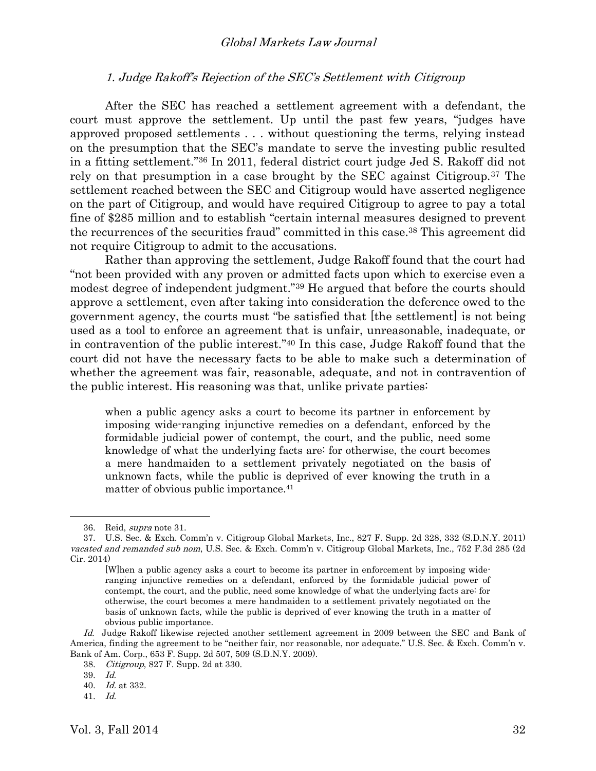### *1. Judge Rakoff's Rejection of the SEC's Settlement with Citigroup*

After the SEC has reached a settlement agreement with a defendant, the court must approve the settlement. Up until the past few years, "judges have approved proposed settlements . . . without questioning the terms, relying instead on the presumption that the SEC's mandate to serve the investing public resulted in a fitting settlement."[36] In 2011, federal district court judge Jed S. Rakoff did not rely on that presumption in a case brought by the SEC against Citigroup.[37] The settlement reached between the SEC and Citigroup would have asserted negligence on the part of Citigroup, and would have required Citigroup to agree to pay a total fine of $285 million and to establish "certain internal measures designed to prevent the recurrences of the securities fraud" committed in this case.[38] This agreement did not require Citigroup to admit to the accusations.

Rather than approving the settlement, Judge Rakoff found that the court had "not been provided with any proven or admitted facts upon which to exercise even a modest degree of independent judgment."[39] He argued that before the courts should approve a settlement, even after taking into consideration the deference owed to the government agency, the courts must "be satisfied that [the settlement] is not being used as a tool to enforce an agreement that is unfair, unreasonable, inadequate, or in contravention of the public interest."[40] In this case, Judge Rakoff found that the court did not have the necessary facts to be able to make such a determination of whether the agreement was fair, reasonable, adequate, and not in contravention of the public interest. His reasoning was that, unlike private parties:

> when a public agency asks a court to become its partner in enforcement by imposing wide-ranging injunctive remedies on a defendant, enforced by the formidable judicial power of contempt, the court, and the public, need some knowledge of what the underlying facts are: for otherwise, the court becomes a mere handmaiden to a settlement privately negotiated on the basis of unknown facts, while the public is deprived of ever knowing the truth in a matter of obvious public importance.[41]

---

36. Reid, *supra* note 31.

37. U.S. Sec. & Exch. Comm'n v. Citigroup Global Markets, Inc., 827 F. Supp. 2d 328, 332 (S.D.N.Y. 2011) *vacated and remanded sub nom*, U.S. Sec. & Exch. Comm'n v. Citigroup Global Markets, Inc., 752 F.3d 285 (2d Cir. 2014)

> [W]hen a public agency asks a court to become its partner in enforcement by imposing wide-ranging injunctive remedies on a defendant, enforced by the formidable judicial power of contempt, the court, and the public, need some knowledge of what the underlying facts are: for otherwise, the court becomes a mere handmaiden to a settlement privately negotiated on the basis of unknown facts, while the public is deprived of ever knowing the truth in a matter of obvious public importance.

*Id.* Judge Rakoff likewise rejected another settlement agreement in 2009 between the SEC and Bank of America, finding the agreement to be "neither fair, nor reasonable, nor adequate." U.S. Sec. & Exch. Comm'n v. Bank of Am. Corp., 653 F. Supp. 2d 507, 509 (S.D.N.Y. 2009).

38. *Citigroup*, 827 F. Supp. 2d at 330.

39. *Id.*

40. *Id.* at 332.

41. *Id.*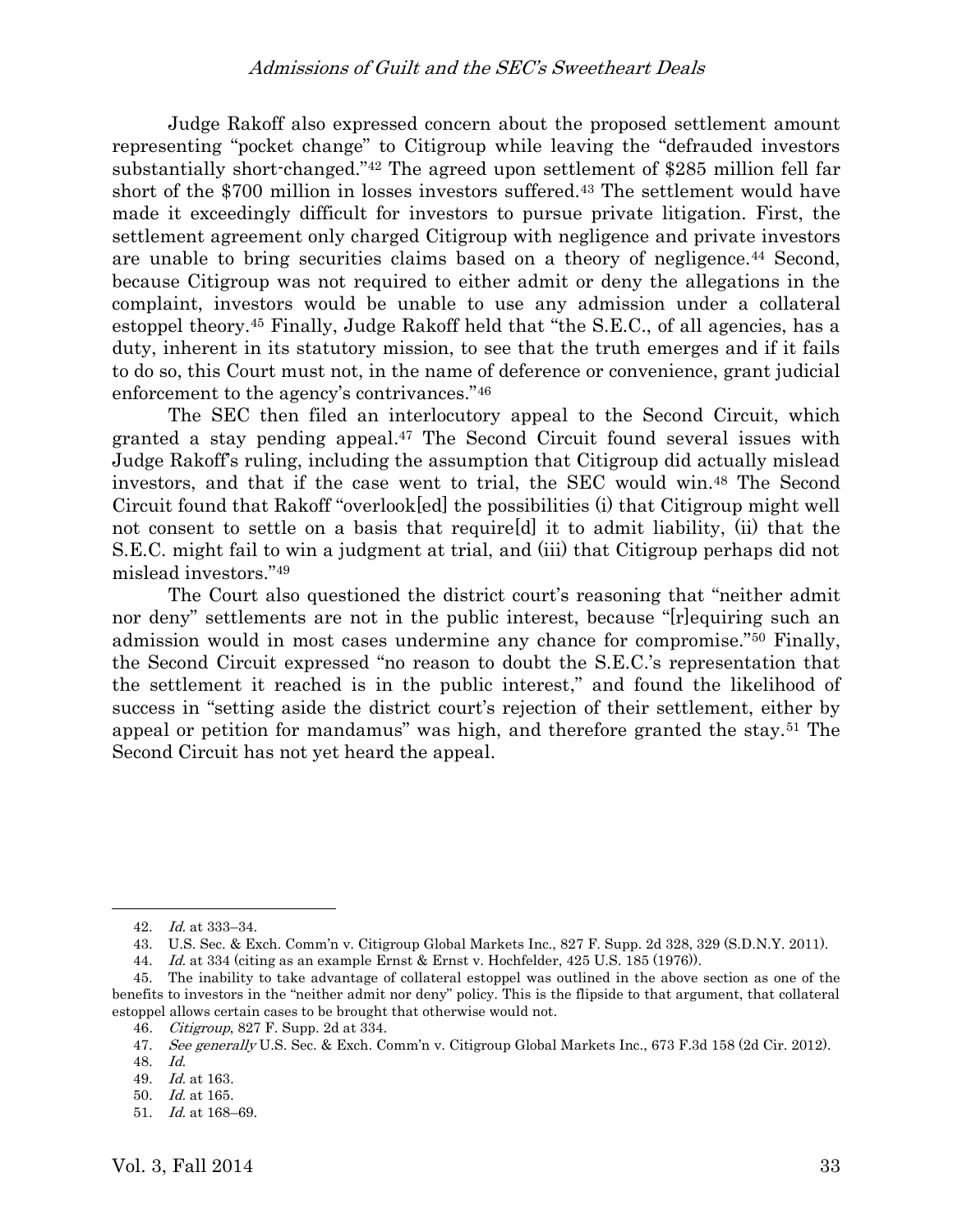Judge Rakoff also expressed concern about the proposed settlement amount representing "pocket change" to Citigroup while leaving the "defrauded investors substantially short-changed."[42] The agreed upon settlement of $285 million fell far short of the $700 million in losses investors suffered.[43] The settlement would have made it exceedingly difficult for investors to pursue private litigation. First, the settlement agreement only charged Citigroup with negligence and private investors are unable to bring securities claims based on a theory of negligence.[44] Second, because Citigroup was not required to either admit or deny the allegations in the complaint, investors would be unable to use any admission under a collateral estoppel theory.[45] Finally, Judge Rakoff held that "the S.E.C., of all agencies, has a duty, inherent in its statutory mission, to see that the truth emerges and if it fails to do so, this Court must not, in the name of deference or convenience, grant judicial enforcement to the agency's contrivances."[46]

The SEC then filed an interlocutory appeal to the Second Circuit, which granted a stay pending appeal.[47] The Second Circuit found several issues with Judge Rakoff's ruling, including the assumption that Citigroup did actually mislead investors, and that if the case went to trial, the SEC would win.[48] The Second Circuit found that Rakoff "overlook[ed] the possibilities (i) that Citigroup might well not consent to settle on a basis that require[d] it to admit liability, (ii) that the S.E.C. might fail to win a judgment at trial, and (iii) that Citigroup perhaps did not mislead investors."[49]

The Court also questioned the district court's reasoning that "neither admit nor deny" settlements are not in the public interest, because "[r]equiring such an admission would in most cases undermine any chance for compromise."[50] Finally, the Second Circuit expressed "no reason to doubt the S.E.C.'s representation that the settlement it reached is in the public interest," and found the likelihood of success in "setting aside the district court's rejection of their settlement, either by appeal or petition for mandamus" was high, and therefore granted the stay.[51] The Second Circuit has not yet heard the appeal.

---

42. *Id.* at 333–34.
43. U.S. Sec. & Exch. Comm'n v. Citigroup Global Markets Inc., 827 F. Supp. 2d 328, 329 (S.D.N.Y. 2011).
44. *Id.* at 334 (citing as an example Ernst & Ernst v. Hochfelder, 425 U.S. 185 (1976)).
45. The inability to take advantage of collateral estoppel was outlined in the above section as one of the benefits to investors in the "neither admit nor deny" policy. This is the flipside to that argument, that collateral estoppel allows certain cases to be brought that otherwise would not.
46. *Citigroup*, 827 F. Supp. 2d at 334.
47. *See generally* U.S. Sec. & Exch. Comm'n v. Citigroup Global Markets Inc., 673 F.3d 158 (2d Cir. 2012).
48. *Id.*
49. *Id.* at 163.
50. *Id.* at 165.
51. *Id.* at 168–69.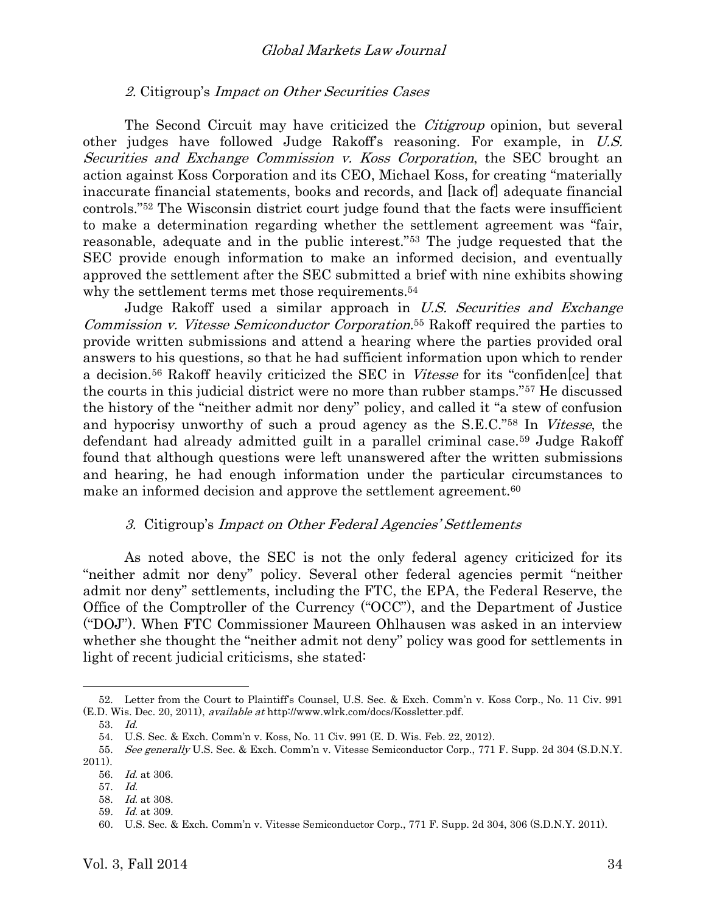### *2.* Citigroup's *Impact on Other Securities Cases*

The Second Circuit may have criticized the *Citigroup* opinion, but several other judges have followed Judge Rakoff's reasoning. For example, in *U.S. Securities and Exchange Commission v. Koss Corporation*, the SEC brought an action against Koss Corporation and its CEO, Michael Koss, for creating "materially inaccurate financial statements, books and records, and [lack of] adequate financial controls."[52] The Wisconsin district court judge found that the facts were insufficient to make a determination regarding whether the settlement agreement was "fair, reasonable, adequate and in the public interest."[53] The judge requested that the SEC provide enough information to make an informed decision, and eventually approved the settlement after the SEC submitted a brief with nine exhibits showing why the settlement terms met those requirements.[54]

Judge Rakoff used a similar approach in *U.S. Securities and Exchange Commission v. Vitesse Semiconductor Corporation*.[55] Rakoff required the parties to provide written submissions and attend a hearing where the parties provided oral answers to his questions, so that he had sufficient information upon which to render a decision.[56] Rakoff heavily criticized the SEC in *Vitesse* for its "confiden[ce] that the courts in this judicial district were no more than rubber stamps."[57] He discussed the history of the "neither admit nor deny" policy, and called it "a stew of confusion and hypocrisy unworthy of such a proud agency as the S.E.C."[58] In *Vitesse*, the defendant had already admitted guilt in a parallel criminal case.[59] Judge Rakoff found that although questions were left unanswered after the written submissions and hearing, he had enough information under the particular circumstances to make an informed decision and approve the settlement agreement.[60]

### *3.* Citigroup's *Impact on Other Federal Agencies' Settlements*

As noted above, the SEC is not the only federal agency criticized for its "neither admit nor deny" policy. Several other federal agencies permit "neither admit nor deny" settlements, including the FTC, the EPA, the Federal Reserve, the Office of the Comptroller of the Currency ("OCC"), and the Department of Justice ("DOJ"). When FTC Commissioner Maureen Ohlhausen was asked in an interview whether she thought the "neither admit not deny" policy was good for settlements in light of recent judicial criticisms, she stated:

---

52. Letter from the Court to Plaintiff's Counsel, U.S. Sec. & Exch. Comm'n v. Koss Corp., No. 11 Civ. 991 (E.D. Wis. Dec. 20, 2011), *available at* http://www.wlrk.com/docs/Kossletter.pdf.

53. *Id.*

54. U.S. Sec. & Exch. Comm'n v. Koss, No. 11 Civ. 991 (E. D. Wis. Feb. 22, 2012).

55. *See generally* U.S. Sec. & Exch. Comm'n v. Vitesse Semiconductor Corp., 771 F. Supp. 2d 304 (S.D.N.Y. 2011).

56. *Id.* at 306.

57. *Id.*

58. *Id.* at 308.

59. *Id.* at 309.

60. U.S. Sec. & Exch. Comm'n v. Vitesse Semiconductor Corp., 771 F. Supp. 2d 304, 306 (S.D.N.Y. 2011).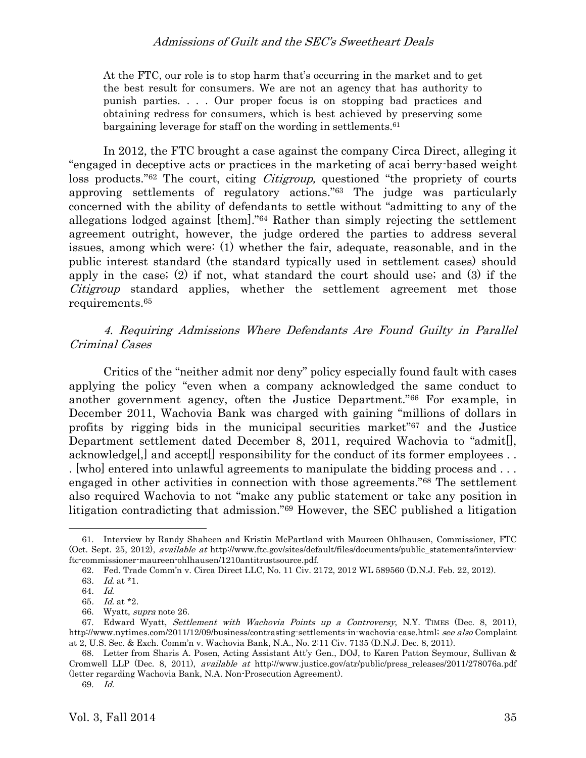> At the FTC, our role is to stop harm that's occurring in the market and to get the best result for consumers. We are not an agency that has authority to punish parties. . . . Our proper focus is on stopping bad practices and obtaining redress for consumers, which is best achieved by preserving some bargaining leverage for staff on the wording in settlements.[61]

In 2012, the FTC brought a case against the company Circa Direct, alleging it "engaged in deceptive acts or practices in the marketing of acai berry-based weight loss products."[62] The court, citing *Citigroup,* questioned "the propriety of courts approving settlements of regulatory actions."[63] The judge was particularly concerned with the ability of defendants to settle without "admitting to any of the allegations lodged against [them]."[64] Rather than simply rejecting the settlement agreement outright, however, the judge ordered the parties to address several issues, among which were: (1) whether the fair, adequate, reasonable, and in the public interest standard (the standard typically used in settlement cases) should apply in the case; (2) if not, what standard the court should use; and (3) if the *Citigroup* standard applies, whether the settlement agreement met those requirements.[65]

### *4. Requiring Admissions Where Defendants Are Found Guilty in Parallel Criminal Cases*

Critics of the "neither admit nor deny" policy especially found fault with cases applying the policy "even when a company acknowledged the same conduct to another government agency, often the Justice Department."[66] For example, in December 2011, Wachovia Bank was charged with gaining "millions of dollars in profits by rigging bids in the municipal securities market"[67] and the Justice Department settlement dated December 8, 2011, required Wachovia to "admit[], acknowledge[,] and accept[] responsibility for the conduct of its former employees . . . [who] entered into unlawful agreements to manipulate the bidding process and . . . engaged in other activities in connection with those agreements."[68] The settlement also required Wachovia to not "make any public statement or take any position in litigation contradicting that admission."[69] However, the SEC published a litigation

---

61. Interview by Randy Shaheen and Kristin McPartland with Maureen Ohlhausen, Commissioner, FTC (Oct. Sept. 25, 2012), *available at* http://www.ftc.gov/sites/default/files/documents/public_statements/interview-ftc-commissioner-maureen-ohlhausen/1210antitrustsource.pdf.

62. Fed. Trade Comm'n v. Circa Direct LLC, No. 11 Civ. 2172, 2012 WL 589560 (D.N.J. Feb. 22, 2012).

63. *Id.* at \*1.

64. *Id.*

65. *Id.* at \*2.

66. Wyatt, *supra* note 26.

67. Edward Wyatt, *Settlement with Wachovia Points up a Controversy*, N.Y. TIMES (Dec. 8, 2011), http://www.nytimes.com/2011/12/09/business/contrasting-settlements-in-wachovia-case.html; *see also* Complaint at 2, U.S. Sec. & Exch. Comm'n v. Wachovia Bank, N.A., No. 2:11 Civ. 7135 (D.N.J. Dec. 8, 2011).

68. Letter from Sharis A. Posen, Acting Assistant Att'y Gen., DOJ, to Karen Patton Seymour, Sullivan & Cromwell LLP (Dec. 8, 2011), *available at* http://www.justice.gov/atr/public/press_releases/2011/278076a.pdf (letter regarding Wachovia Bank, N.A. Non-Prosecution Agreement).

69. *Id.*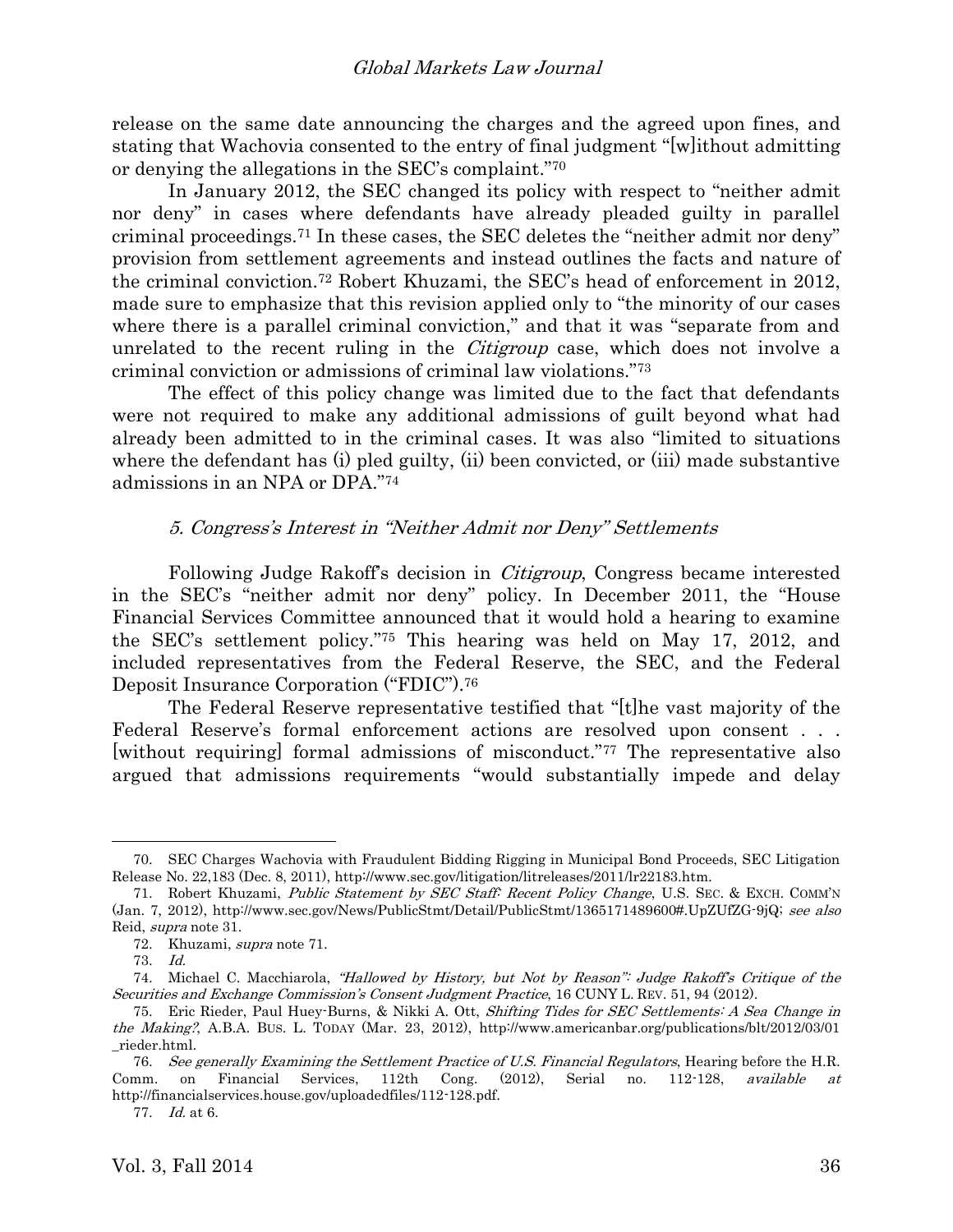release on the same date announcing the charges and the agreed upon fines, and stating that Wachovia consented to the entry of final judgment "[w]ithout admitting or denying the allegations in the SEC's complaint."[70]

In January 2012, the SEC changed its policy with respect to "neither admit nor deny" in cases where defendants have already pleaded guilty in parallel criminal proceedings.[71] In these cases, the SEC deletes the "neither admit nor deny" provision from settlement agreements and instead outlines the facts and nature of the criminal conviction.[72] Robert Khuzami, the SEC's head of enforcement in 2012, made sure to emphasize that this revision applied only to "the minority of our cases where there is a parallel criminal conviction," and that it was "separate from and unrelated to the recent ruling in the *Citigroup* case, which does not involve a criminal conviction or admissions of criminal law violations."[73]

The effect of this policy change was limited due to the fact that defendants were not required to make any additional admissions of guilt beyond what had already been admitted to in the criminal cases. It was also "limited to situations where the defendant has (i) pled guilty, (ii) been convicted, or (iii) made substantive admissions in an NPA or DPA."[74]

### *5. Congress's Interest in "Neither Admit nor Deny" Settlements*

Following Judge Rakoff's decision in *Citigroup*, Congress became interested in the SEC's "neither admit nor deny" policy. In December 2011, the "House Financial Services Committee announced that it would hold a hearing to examine the SEC's settlement policy."[75] This hearing was held on May 17, 2012, and included representatives from the Federal Reserve, the SEC, and the Federal Deposit Insurance Corporation ("FDIC").[76]

The Federal Reserve representative testified that "[t]he vast majority of the Federal Reserve's formal enforcement actions are resolved upon consent . . . [without requiring] formal admissions of misconduct."[77] The representative also argued that admissions requirements "would substantially impede and delay

---

70. SEC Charges Wachovia with Fraudulent Bidding Rigging in Municipal Bond Proceeds, SEC Litigation Release No. 22,183 (Dec. 8, 2011), http://www.sec.gov/litigation/litreleases/2011/lr22183.htm.

71. Robert Khuzami, *Public Statement by SEC Staff: Recent Policy Change*, U.S. SEC. & EXCH. COMM'N (Jan. 7, 2012), http://www.sec.gov/News/PublicStmt/Detail/PublicStmt/1365171489600#.UpZUfZG-9jQ; *see also* Reid, *supra* note 31.

72. Khuzami, *supra* note 71.

73. *Id.*

74. Michael C. Macchiarola, *"Hallowed by History, but Not by Reason": Judge Rakoff's Critique of the Securities and Exchange Commission's Consent Judgment Practice*, 16 CUNY L. REV. 51, 94 (2012).

75. Eric Rieder, Paul Huey-Burns, & Nikki A. Ott, *Shifting Tides for SEC Settlements: A Sea Change in the Making?*, A.B.A. BUS. L. TODAY (Mar. 23, 2012), http://www.americanbar.org/publications/blt/2012/03/01_rieder.html.

76. *See generally Examining the Settlement Practice of U.S. Financial Regulators*, Hearing before the H.R. Comm. on Financial Services, 112th Cong. (2012), Serial no. 112-128, *available at* http://financialservices.house.gov/uploadedfiles/112-128.pdf.

77. *Id.* at 6.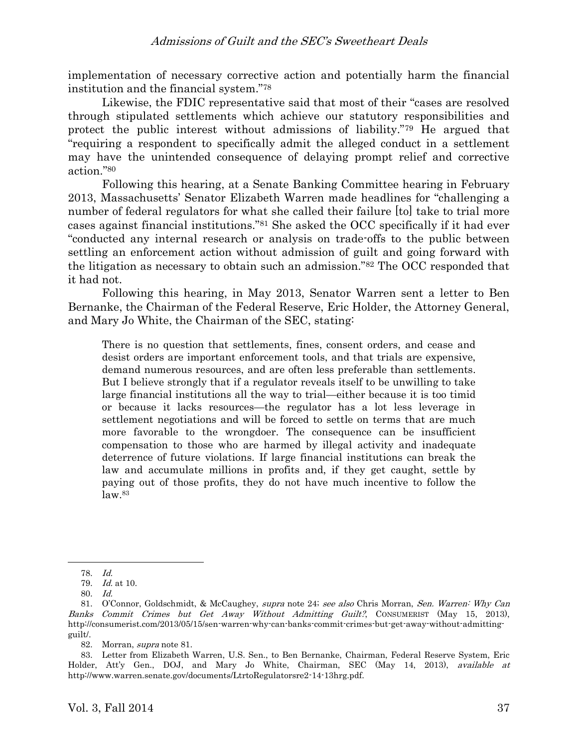implementation of necessary corrective action and potentially harm the financial institution and the financial system."[78]

Likewise, the FDIC representative said that most of their "cases are resolved through stipulated settlements which achieve our statutory responsibilities and protect the public interest without admissions of liability."[79] He argued that "requiring a respondent to specifically admit the alleged conduct in a settlement may have the unintended consequence of delaying prompt relief and corrective action."[80]

Following this hearing, at a Senate Banking Committee hearing in February 2013, Massachusetts' Senator Elizabeth Warren made headlines for "challenging a number of federal regulators for what she called their failure [to] take to trial more cases against financial institutions."[81] She asked the OCC specifically if it had ever "conducted any internal research or analysis on trade-offs to the public between settling an enforcement action without admission of guilt and going forward with the litigation as necessary to obtain such an admission."[82] The OCC responded that it had not.

Following this hearing, in May 2013, Senator Warren sent a letter to Ben Bernanke, the Chairman of the Federal Reserve, Eric Holder, the Attorney General, and Mary Jo White, the Chairman of the SEC, stating:

> There is no question that settlements, fines, consent orders, and cease and desist orders are important enforcement tools, and that trials are expensive, demand numerous resources, and are often less preferable than settlements. But I believe strongly that if a regulator reveals itself to be unwilling to take large financial institutions all the way to trial—either because it is too timid or because it lacks resources—the regulator has a lot less leverage in settlement negotiations and will be forced to settle on terms that are much more favorable to the wrongdoer. The consequence can be insufficient compensation to those who are harmed by illegal activity and inadequate deterrence of future violations. If large financial institutions can break the law and accumulate millions in profits and, if they get caught, settle by paying out of those profits, they do not have much incentive to follow the law.[83]

---

78. *Id.*

79. *Id.* at 10.

80. *Id.*

81. O'Connor, Goldschmidt, & McCaughey, *supra* note 24; *see also* Chris Morran, *Sen. Warren: Why Can Banks Commit Crimes but Get Away Without Admitting Guilt?*, CONSUMERIST (May 15, 2013), http://consumerist.com/2013/05/15/sen-warren-why-can-banks-commit-crimes-but-get-away-without-admitting-guilt/.

82. Morran, *supra* note 81.

83. Letter from Elizabeth Warren, U.S. Sen., to Ben Bernanke, Chairman, Federal Reserve System, Eric Holder, Att'y Gen., DOJ, and Mary Jo White, Chairman, SEC (May 14, 2013), *available at* http://www.warren.senate.gov/documents/LtrtoRegulatorsre2-14-13hrg.pdf.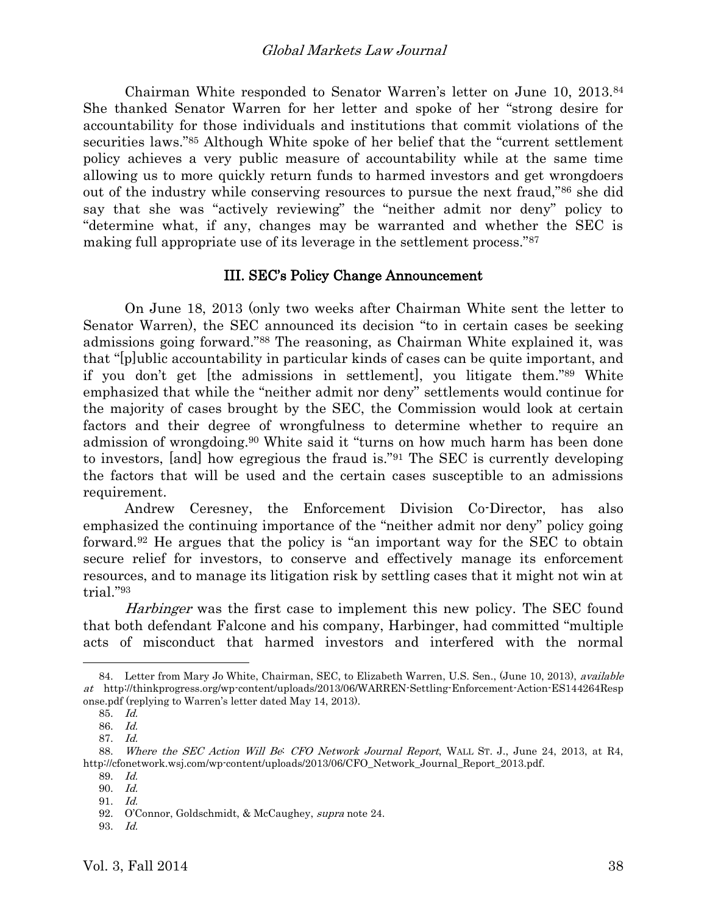Chairman White responded to Senator Warren's letter on June 10, 2013.[84] She thanked Senator Warren for her letter and spoke of her "strong desire for accountability for those individuals and institutions that commit violations of the securities laws."[85] Although White spoke of her belief that the "current settlement policy achieves a very public measure of accountability while at the same time allowing us to more quickly return funds to harmed investors and get wrongdoers out of the industry while conserving resources to pursue the next fraud,"[86] she did say that she was "actively reviewing" the "neither admit nor deny" policy to "determine what, if any, changes may be warranted and whether the SEC is making full appropriate use of its leverage in the settlement process."[87]

## III. SEC's Policy Change Announcement

On June 18, 2013 (only two weeks after Chairman White sent the letter to Senator Warren), the SEC announced its decision "to in certain cases be seeking admissions going forward."[88] The reasoning, as Chairman White explained it, was that "[p]ublic accountability in particular kinds of cases can be quite important, and if you don't get [the admissions in settlement], you litigate them."[89] White emphasized that while the "neither admit nor deny" settlements would continue for the majority of cases brought by the SEC, the Commission would look at certain factors and their degree of wrongfulness to determine whether to require an admission of wrongdoing.[90] White said it "turns on how much harm has been done to investors, [and] how egregious the fraud is."[91] The SEC is currently developing the factors that will be used and the certain cases susceptible to an admissions requirement.

Andrew Ceresney, the Enforcement Division Co-Director, has also emphasized the continuing importance of the "neither admit nor deny" policy going forward.[92] He argues that the policy is "an important way for the SEC to obtain secure relief for investors, to conserve and effectively manage its enforcement resources, and to manage its litigation risk by settling cases that it might not win at trial."[93]

*Harbinger* was the first case to implement this new policy. The SEC found that both defendant Falcone and his company, Harbinger, had committed "multiple acts of misconduct that harmed investors and interfered with the normal

---

84. Letter from Mary Jo White, Chairman, SEC, to Elizabeth Warren, U.S. Sen., (June 10, 2013), *available at* http://thinkprogress.org/wp-content/uploads/2013/06/WARREN-Settling-Enforcement-Action-ES144264Response.pdf (replying to Warren's letter dated May 14, 2013).

85. *Id.*

86. *Id.*

87. *Id.*

88. *Where the SEC Action Will Be*: *CFO Network Journal Report*, WALL ST. J., June 24, 2013, at R4, http://cfonetwork.wsj.com/wp-content/uploads/2013/06/CFO_Network_Journal_Report_2013.pdf.

89. *Id.*

90. *Id.*

91. *Id.*

92. O'Connor, Goldschmidt, & McCaughey, *supra* note 24.

93. *Id.*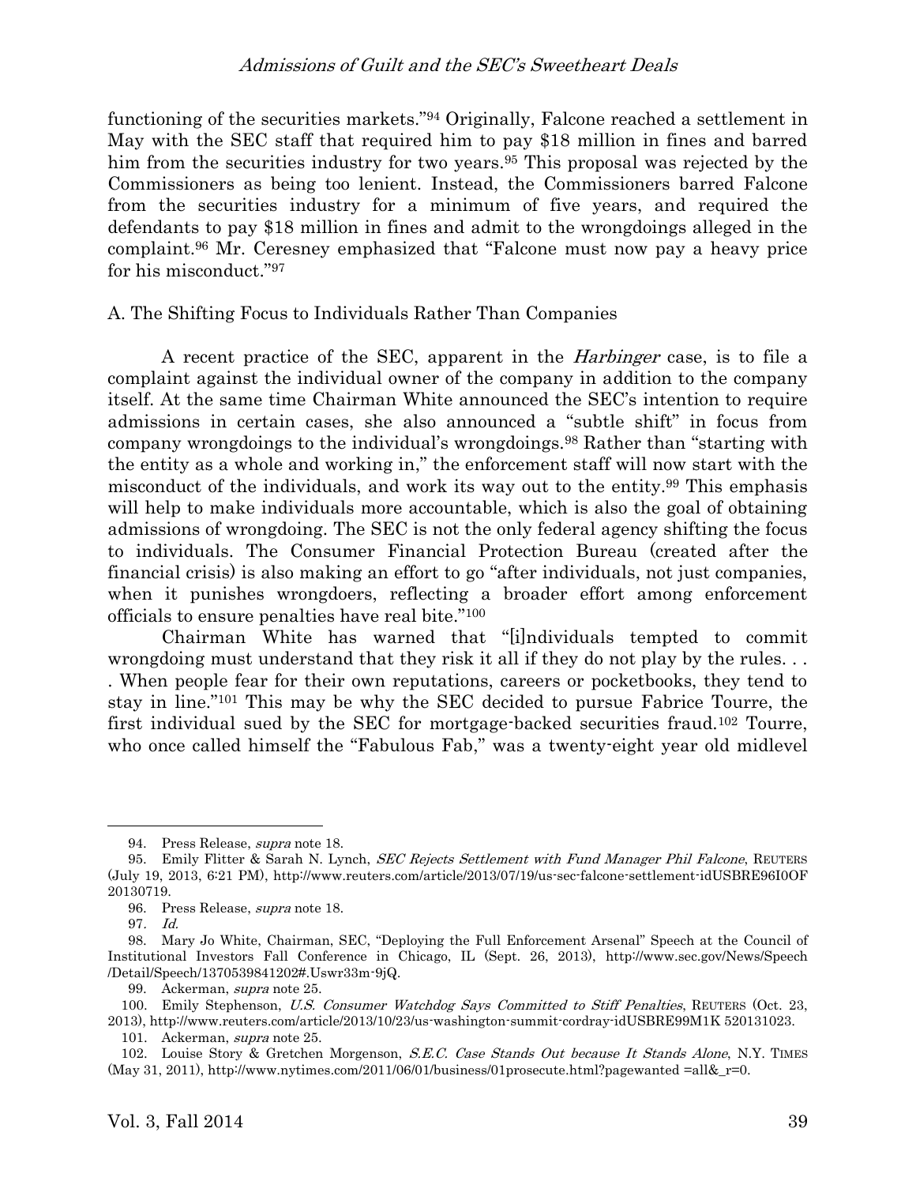functioning of the securities markets."[94] Originally, Falcone reached a settlement in May with the SEC staff that required him to pay $18 million in fines and barred him from the securities industry for two years.[95] This proposal was rejected by the Commissioners as being too lenient. Instead, the Commissioners barred Falcone from the securities industry for a minimum of five years, and required the defendants to pay $18 million in fines and admit to the wrongdoings alleged in the complaint.[96] Mr. Ceresney emphasized that "Falcone must now pay a heavy price for his misconduct."[97]

## A. The Shifting Focus to Individuals Rather Than Companies

A recent practice of the SEC, apparent in the *Harbinger* case, is to file a complaint against the individual owner of the company in addition to the company itself. At the same time Chairman White announced the SEC's intention to require admissions in certain cases, she also announced a "subtle shift" in focus from company wrongdoings to the individual's wrongdoings.[98] Rather than "starting with the entity as a whole and working in," the enforcement staff will now start with the misconduct of the individuals, and work its way out to the entity.[99] This emphasis will help to make individuals more accountable, which is also the goal of obtaining admissions of wrongdoing. The SEC is not the only federal agency shifting the focus to individuals. The Consumer Financial Protection Bureau (created after the financial crisis) is also making an effort to go "after individuals, not just companies, when it punishes wrongdoers, reflecting a broader effort among enforcement officials to ensure penalties have real bite."[100]

Chairman White has warned that "[i]ndividuals tempted to commit wrongdoing must understand that they risk it all if they do not play by the rules. . . . When people fear for their own reputations, careers or pocketbooks, they tend to stay in line."[101] This may be why the SEC decided to pursue Fabrice Tourre, the first individual sued by the SEC for mortgage-backed securities fraud.[102] Tourre, who once called himself the "Fabulous Fab," was a twenty-eight year old midlevel

---

94. Press Release, *supra* note 18.

95. Emily Flitter & Sarah N. Lynch, *SEC Rejects Settlement with Fund Manager Phil Falcone*, REUTERS (July 19, 2013, 6:21 PM), http://www.reuters.com/article/2013/07/19/us-sec-falcone-settlement-idUSBRE96I0OF20130719.

96. Press Release, *supra* note 18.

97. *Id.*

98. Mary Jo White, Chairman, SEC, "Deploying the Full Enforcement Arsenal" Speech at the Council of Institutional Investors Fall Conference in Chicago, IL (Sept. 26, 2013), http://www.sec.gov/News/Speech/Detail/Speech/1370539841202#.Uswr33m-9jQ.

99. Ackerman, *supra* note 25.

100. Emily Stephenson, *U.S. Consumer Watchdog Says Committed to Stiff Penalties*, REUTERS (Oct. 23, 2013), http://www.reuters.com/article/2013/10/23/us-washington-summit-cordray-idUSBRE99M1K 520131023.

101. Ackerman, *supra* note 25.

102. Louise Story & Gretchen Morgenson, *S.E.C. Case Stands Out because It Stands Alone*, N.Y. TIMES (May 31, 2011), http://www.nytimes.com/2011/06/01/business/01prosecute.html?pagewanted =all&_r=0.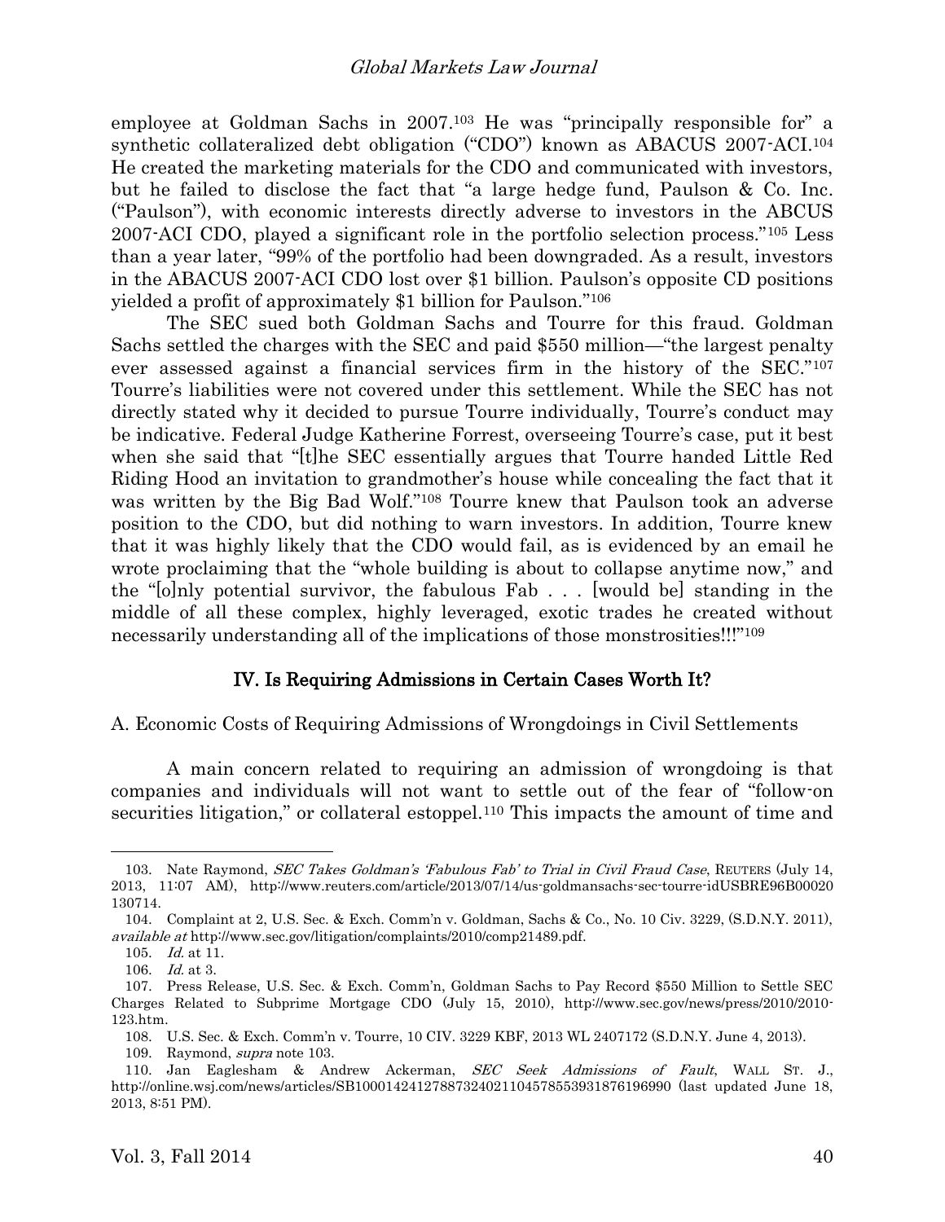employee at Goldman Sachs in 2007.[103] He was "principally responsible for" a synthetic collateralized debt obligation ("CDO") known as ABACUS 2007-ACI.[104] He created the marketing materials for the CDO and communicated with investors, but he failed to disclose the fact that "a large hedge fund, Paulson & Co. Inc. ("Paulson"), with economic interests directly adverse to investors in the ABCUS 2007-ACI CDO, played a significant role in the portfolio selection process."[105] Less than a year later, "99% of the portfolio had been downgraded. As a result, investors in the ABACUS 2007-ACI CDO lost over $1 billion. Paulson's opposite CD positions yielded a profit of approximately $1 billion for Paulson."[106]

The SEC sued both Goldman Sachs and Tourre for this fraud. Goldman Sachs settled the charges with the SEC and paid $550 million—"the largest penalty ever assessed against a financial services firm in the history of the SEC."[107] Tourre's liabilities were not covered under this settlement. While the SEC has not directly stated why it decided to pursue Tourre individually, Tourre's conduct may be indicative. Federal Judge Katherine Forrest, overseeing Tourre's case, put it best when she said that "[t]he SEC essentially argues that Tourre handed Little Red Riding Hood an invitation to grandmother's house while concealing the fact that it was written by the Big Bad Wolf."[108] Tourre knew that Paulson took an adverse position to the CDO, but did nothing to warn investors. In addition, Tourre knew that it was highly likely that the CDO would fail, as is evidenced by an email he wrote proclaiming that the "whole building is about to collapse anytime now," and the "[o]nly potential survivor, the fabulous Fab . . . [would be] standing in the middle of all these complex, highly leveraged, exotic trades he created without necessarily understanding all of the implications of those monstrosities!!!"[109]

## IV. Is Requiring Admissions in Certain Cases Worth It?

### A. Economic Costs of Requiring Admissions of Wrongdoings in Civil Settlements

A main concern related to requiring an admission of wrongdoing is that companies and individuals will not want to settle out of the fear of "follow-on securities litigation," or collateral estoppel.[110] This impacts the amount of time and

---

103. Nate Raymond, *SEC Takes Goldman's 'Fabulous Fab' to Trial in Civil Fraud Case*, REUTERS (July 14, 2013, 11:07 AM), http://www.reuters.com/article/2013/07/14/us-goldmansachs-sec-tourre-idUSBRE96B00020130714.

104. Complaint at 2, U.S. Sec. & Exch. Comm'n v. Goldman, Sachs & Co., No. 10 Civ. 3229, (S.D.N.Y. 2011), *available at* http://www.sec.gov/litigation/complaints/2010/comp21489.pdf.

105. *Id.* at 11.

106. *Id.* at 3.

107. Press Release, U.S. Sec. & Exch. Comm'n, Goldman Sachs to Pay Record $550 Million to Settle SEC Charges Related to Subprime Mortgage CDO (July 15, 2010), http://www.sec.gov/news/press/2010/2010-123.htm.

108. U.S. Sec. & Exch. Comm'n v. Tourre, 10 CIV. 3229 KBF, 2013 WL 2407172 (S.D.N.Y. June 4, 2013).

109. Raymond, *supra* note 103.

110. Jan Eaglesham & Andrew Ackerman, *SEC Seek Admissions of Fault*, WALL ST. J., http://online.wsj.com/news/articles/SB10001424127887324021104578553931876196990 (last updated June 18, 2013, 8:51 PM).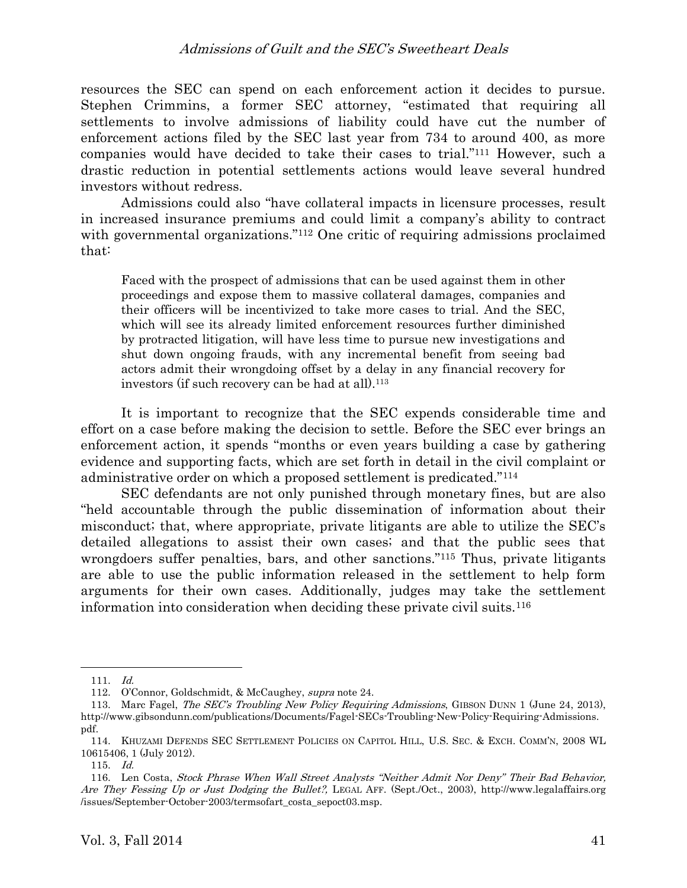resources the SEC can spend on each enforcement action it decides to pursue. Stephen Crimmins, a former SEC attorney, "estimated that requiring all settlements to involve admissions of liability could have cut the number of enforcement actions filed by the SEC last year from 734 to around 400, as more companies would have decided to take their cases to trial."[111] However, such a drastic reduction in potential settlements actions would leave several hundred investors without redress.

Admissions could also "have collateral impacts in licensure processes, result in increased insurance premiums and could limit a company's ability to contract with governmental organizations."[112] One critic of requiring admissions proclaimed that:

> Faced with the prospect of admissions that can be used against them in other proceedings and expose them to massive collateral damages, companies and their officers will be incentivized to take more cases to trial. And the SEC, which will see its already limited enforcement resources further diminished by protracted litigation, will have less time to pursue new investigations and shut down ongoing frauds, with any incremental benefit from seeing bad actors admit their wrongdoing offset by a delay in any financial recovery for investors (if such recovery can be had at all).[113]

It is important to recognize that the SEC expends considerable time and effort on a case before making the decision to settle. Before the SEC ever brings an enforcement action, it spends "months or even years building a case by gathering evidence and supporting facts, which are set forth in detail in the civil complaint or administrative order on which a proposed settlement is predicated."[114]

SEC defendants are not only punished through monetary fines, but are also "held accountable through the public dissemination of information about their misconduct; that, where appropriate, private litigants are able to utilize the SEC's detailed allegations to assist their own cases; and that the public sees that wrongdoers suffer penalties, bars, and other sanctions."[115] Thus, private litigants are able to use the public information released in the settlement to help form arguments for their own cases. Additionally, judges may take the settlement information into consideration when deciding these private civil suits.[116]

---

111. *Id.*

112. O'Connor, Goldschmidt, & McCaughey, *supra* note 24.

113. Marc Fagel, *The SEC's Troubling New Policy Requiring Admissions*, GIBSON DUNN 1 (June 24, 2013), http://www.gibsondunn.com/publications/Documents/Fagel-SECs-Troubling-New-Policy-Requiring-Admissions.pdf.

114. KHUZAMI DEFENDS SEC SETTLEMENT POLICIES ON CAPITOL HILL, U.S. SEC. & EXCH. COMM'N, 2008 WL 10615406, 1 (July 2012).

115. *Id.*

116. Len Costa, *Stock Phrase When Wall Street Analysts "Neither Admit Nor Deny" Their Bad Behavior, Are They Fessing Up or Just Dodging the Bullet?*, LEGAL AFF. (Sept./Oct., 2003), http://www.legalaffairs.org/issues/September-October-2003/termsofart_costa_sepoct03.msp.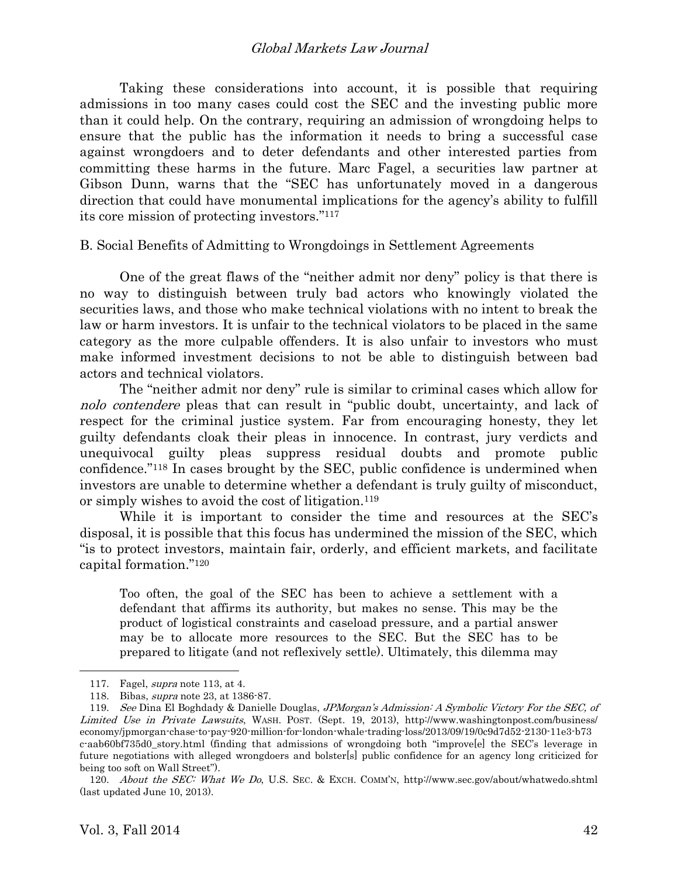Taking these considerations into account, it is possible that requiring admissions in too many cases could cost the SEC and the investing public more than it could help. On the contrary, requiring an admission of wrongdoing helps to ensure that the public has the information it needs to bring a successful case against wrongdoers and to deter defendants and other interested parties from committing these harms in the future. Marc Fagel, a securities law partner at Gibson Dunn, warns that the "SEC has unfortunately moved in a dangerous direction that could have monumental implications for the agency's ability to fulfill its core mission of protecting investors."[117]

B. Social Benefits of Admitting to Wrongdoings in Settlement Agreements

One of the great flaws of the "neither admit nor deny" policy is that there is no way to distinguish between truly bad actors who knowingly violated the securities laws, and those who make technical violations with no intent to break the law or harm investors. It is unfair to the technical violators to be placed in the same category as the more culpable offenders. It is also unfair to investors who must make informed investment decisions to not be able to distinguish between bad actors and technical violators.

The "neither admit nor deny" rule is similar to criminal cases which allow for *nolo contendere* pleas that can result in "public doubt, uncertainty, and lack of respect for the criminal justice system. Far from encouraging honesty, they let guilty defendants cloak their pleas in innocence. In contrast, jury verdicts and unequivocal guilty pleas suppress residual doubts and promote public confidence."[118] In cases brought by the SEC, public confidence is undermined when investors are unable to determine whether a defendant is truly guilty of misconduct, or simply wishes to avoid the cost of litigation.[119]

While it is important to consider the time and resources at the SEC's disposal, it is possible that this focus has undermined the mission of the SEC, which "is to protect investors, maintain fair, orderly, and efficient markets, and facilitate capital formation."[120]

> Too often, the goal of the SEC has been to achieve a settlement with a defendant that affirms its authority, but makes no sense. This may be the product of logistical constraints and caseload pressure, and a partial answer may be to allocate more resources to the SEC. But the SEC has to be prepared to litigate (and not reflexively settle). Ultimately, this dilemma may

---

117. Fagel, *supra* note 113, at 4.

118. Bibas, *supra* note 23, at 1386-87.

119. *See* Dina El Boghdady & Danielle Douglas, *JPMorgan's Admission: A Symbolic Victory For the SEC, of Limited Use in Private Lawsuits*, WASH. POST. (Sept. 19, 2013), http://www.washingtonpost.com/business/economy/jpmorgan-chase-to-pay-920-million-for-london-whale-trading-loss/2013/09/19/0c9d7d52-2130-11e3-b73c-aab60bf735d0_story.html (finding that admissions of wrongdoing both "improve[e] the SEC's leverage in future negotiations with alleged wrongdoers and bolster[s] public confidence for an agency long criticized for being too soft on Wall Street").

120. *About the SEC: What We Do*, U.S. SEC. & EXCH. COMM'N, http://www.sec.gov/about/whatwedo.shtml (last updated June 10, 2013).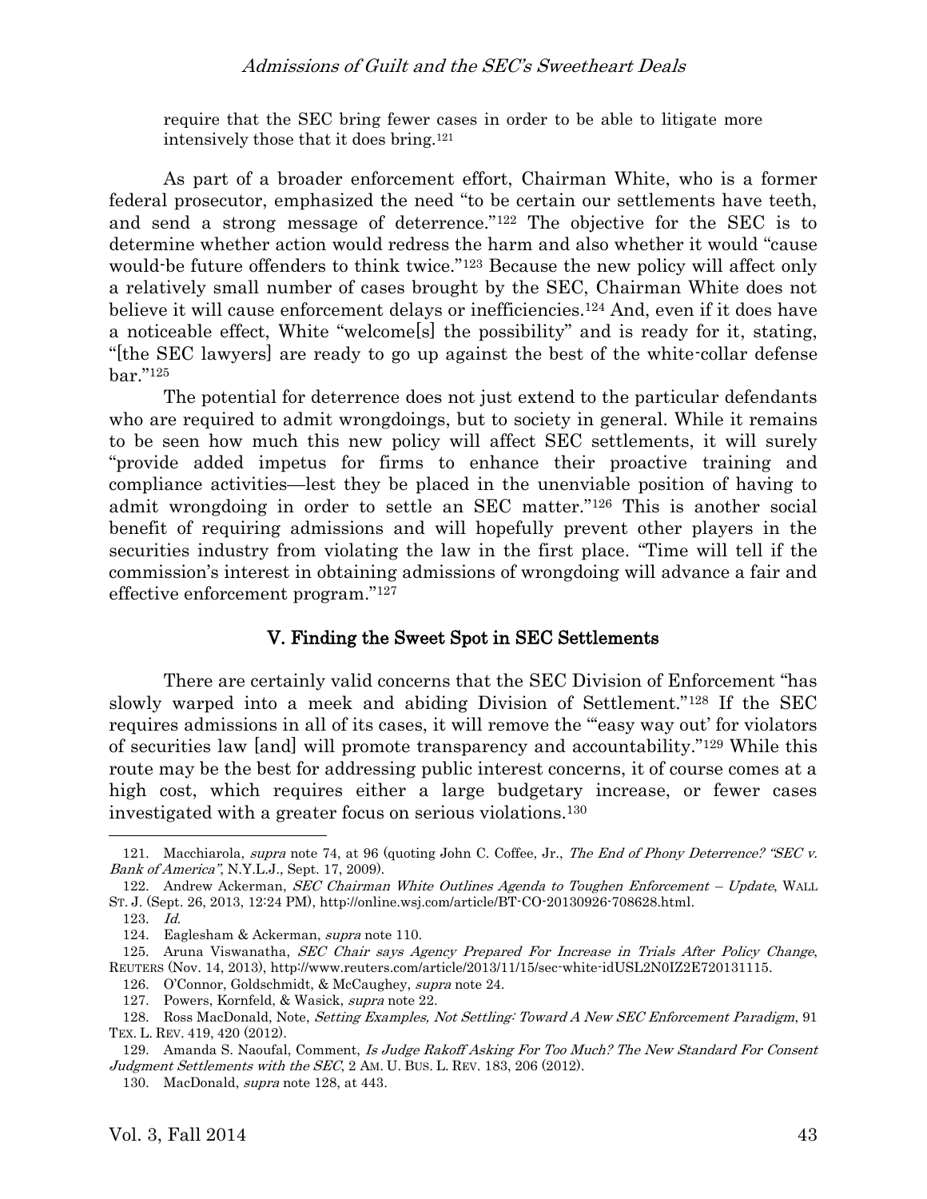require that the SEC bring fewer cases in order to be able to litigate more intensively those that it does bring.[121]

As part of a broader enforcement effort, Chairman White, who is a former federal prosecutor, emphasized the need "to be certain our settlements have teeth, and send a strong message of deterrence."[122] The objective for the SEC is to determine whether action would redress the harm and also whether it would "cause would-be future offenders to think twice."[123] Because the new policy will affect only a relatively small number of cases brought by the SEC, Chairman White does not believe it will cause enforcement delays or inefficiencies.[124] And, even if it does have a noticeable effect, White "welcome[s] the possibility" and is ready for it, stating, "[the SEC lawyers] are ready to go up against the best of the white-collar defense bar."[125]

The potential for deterrence does not just extend to the particular defendants who are required to admit wrongdoings, but to society in general. While it remains to be seen how much this new policy will affect SEC settlements, it will surely "provide added impetus for firms to enhance their proactive training and compliance activities—lest they be placed in the unenviable position of having to admit wrongdoing in order to settle an SEC matter."[126] This is another social benefit of requiring admissions and will hopefully prevent other players in the securities industry from violating the law in the first place. "Time will tell if the commission's interest in obtaining admissions of wrongdoing will advance a fair and effective enforcement program."[127]

## V. Finding the Sweet Spot in SEC Settlements

There are certainly valid concerns that the SEC Division of Enforcement "has slowly warped into a meek and abiding Division of Settlement."[128] If the SEC requires admissions in all of its cases, it will remove the "'easy way out' for violators of securities law [and] will promote transparency and accountability."[129] While this route may be the best for addressing public interest concerns, it of course comes at a high cost, which requires either a large budgetary increase, or fewer cases investigated with a greater focus on serious violations.[130]

---

121. Macchiarola, *supra* note 74, at 96 (quoting John C. Coffee, Jr., *The End of Phony Deterrence? "SEC v. Bank of America"*, N.Y.L.J., Sept. 17, 2009).

122. Andrew Ackerman, *SEC Chairman White Outlines Agenda to Toughen Enforcement – Update*, WALL ST. J. (Sept. 26, 2013, 12:24 PM), http://online.wsj.com/article/BT-CO-20130926-708628.html.

123. *Id.*

124. Eaglesham & Ackerman, *supra* note 110.

125. Aruna Viswanatha, *SEC Chair says Agency Prepared For Increase in Trials After Policy Change*, REUTERS (Nov. 14, 2013), http://www.reuters.com/article/2013/11/15/sec-white-idUSL2N0IZ2E720131115.

126. O'Connor, Goldschmidt, & McCaughey, *supra* note 24.

127. Powers, Kornfeld, & Wasick, *supra* note 22.

128. Ross MacDonald, Note, *Setting Examples, Not Settling: Toward A New SEC Enforcement Paradigm*, 91 TEX. L. REV. 419, 420 (2012).

129. Amanda S. Naoufal, Comment, *Is Judge Rakoff Asking For Too Much? The New Standard For Consent Judgment Settlements with the SEC*, 2 AM. U. BUS. L. REV. 183, 206 (2012).

130. MacDonald, *supra* note 128, at 443.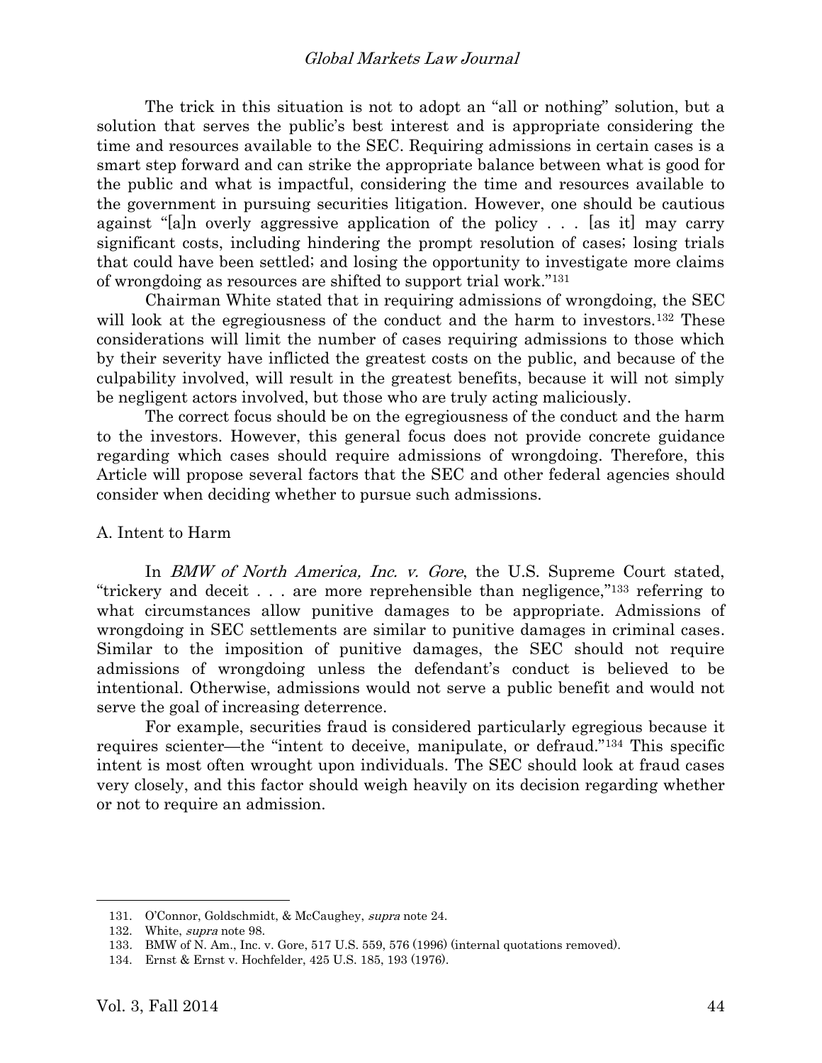The trick in this situation is not to adopt an "all or nothing" solution, but a solution that serves the public's best interest and is appropriate considering the time and resources available to the SEC. Requiring admissions in certain cases is a smart step forward and can strike the appropriate balance between what is good for the public and what is impactful, considering the time and resources available to the government in pursuing securities litigation. However, one should be cautious against "[a]n overly aggressive application of the policy . . . [as it] may carry significant costs, including hindering the prompt resolution of cases; losing trials that could have been settled; and losing the opportunity to investigate more claims of wrongdoing as resources are shifted to support trial work."[131]

Chairman White stated that in requiring admissions of wrongdoing, the SEC will look at the egregiousness of the conduct and the harm to investors.[132] These considerations will limit the number of cases requiring admissions to those which by their severity have inflicted the greatest costs on the public, and because of the culpability involved, will result in the greatest benefits, because it will not simply be negligent actors involved, but those who are truly acting maliciously.

The correct focus should be on the egregiousness of the conduct and the harm to the investors. However, this general focus does not provide concrete guidance regarding which cases should require admissions of wrongdoing. Therefore, this Article will propose several factors that the SEC and other federal agencies should consider when deciding whether to pursue such admissions.

### A. Intent to Harm

In *BMW of North America, Inc. v. Gore*, the U.S. Supreme Court stated, "trickery and deceit . . . are more reprehensible than negligence,"[133] referring to what circumstances allow punitive damages to be appropriate. Admissions of wrongdoing in SEC settlements are similar to punitive damages in criminal cases. Similar to the imposition of punitive damages, the SEC should not require admissions of wrongdoing unless the defendant's conduct is believed to be intentional. Otherwise, admissions would not serve a public benefit and would not serve the goal of increasing deterrence.

For example, securities fraud is considered particularly egregious because it requires scienter—the "intent to deceive, manipulate, or defraud."[134] This specific intent is most often wrought upon individuals. The SEC should look at fraud cases very closely, and this factor should weigh heavily on its decision regarding whether or not to require an admission.

---

131. O'Connor, Goldschmidt, & McCaughey, *supra* note 24.

132. White, *supra* note 98.

133. BMW of N. Am., Inc. v. Gore, 517 U.S. 559, 576 (1996) (internal quotations removed).

134. Ernst & Ernst v. Hochfelder, 425 U.S. 185, 193 (1976).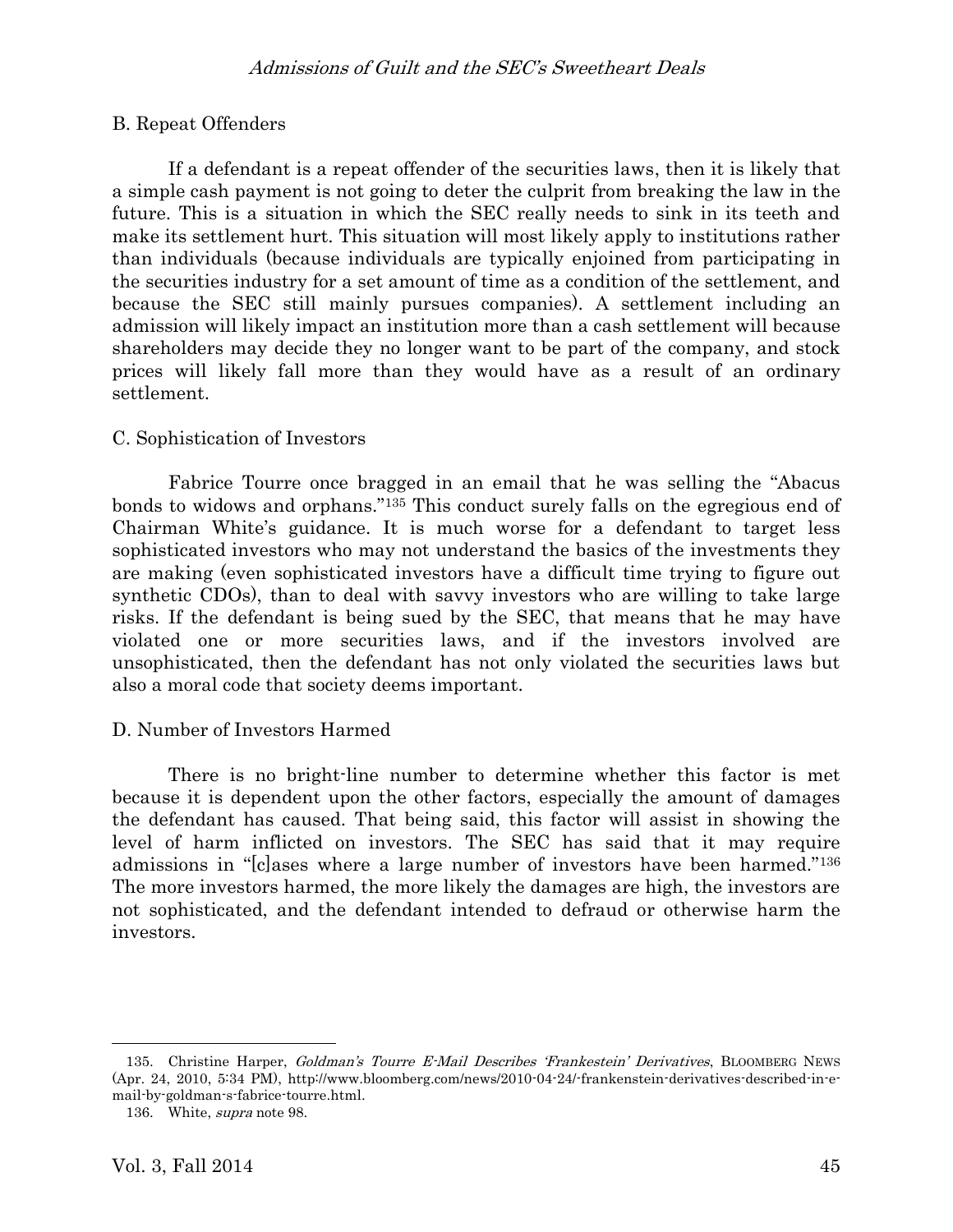### B. Repeat Offenders

If a defendant is a repeat offender of the securities laws, then it is likely that a simple cash payment is not going to deter the culprit from breaking the law in the future. This is a situation in which the SEC really needs to sink in its teeth and make its settlement hurt. This situation will most likely apply to institutions rather than individuals (because individuals are typically enjoined from participating in the securities industry for a set amount of time as a condition of the settlement, and because the SEC still mainly pursues companies). A settlement including an admission will likely impact an institution more than a cash settlement will because shareholders may decide they no longer want to be part of the company, and stock prices will likely fall more than they would have as a result of an ordinary settlement.

### C. Sophistication of Investors

Fabrice Tourre once bragged in an email that he was selling the "Abacus bonds to widows and orphans."[135] This conduct surely falls on the egregious end of Chairman White's guidance. It is much worse for a defendant to target less sophisticated investors who may not understand the basics of the investments they are making (even sophisticated investors have a difficult time trying to figure out synthetic CDOs), than to deal with savvy investors who are willing to take large risks. If the defendant is being sued by the SEC, that means that he may have violated one or more securities laws, and if the investors involved are unsophisticated, then the defendant has not only violated the securities laws but also a moral code that society deems important.

### D. Number of Investors Harmed

There is no bright-line number to determine whether this factor is met because it is dependent upon the other factors, especially the amount of damages the defendant has caused. That being said, this factor will assist in showing the level of harm inflicted on investors. The SEC has said that it may require admissions in "[c]ases where a large number of investors have been harmed."[136] The more investors harmed, the more likely the damages are high, the investors are not sophisticated, and the defendant intended to defraud or otherwise harm the investors.

---

135. Christine Harper, *Goldman's Tourre E-Mail Describes 'Frankestein' Derivatives*, BLOOMBERG NEWS (Apr. 24, 2010, 5:34 PM), http://www.bloomberg.com/news/2010-04-24/-frankenstein-derivatives-described-in-e-mail-by-goldman-s-fabrice-tourre.html.

136. White, *supra* note 98.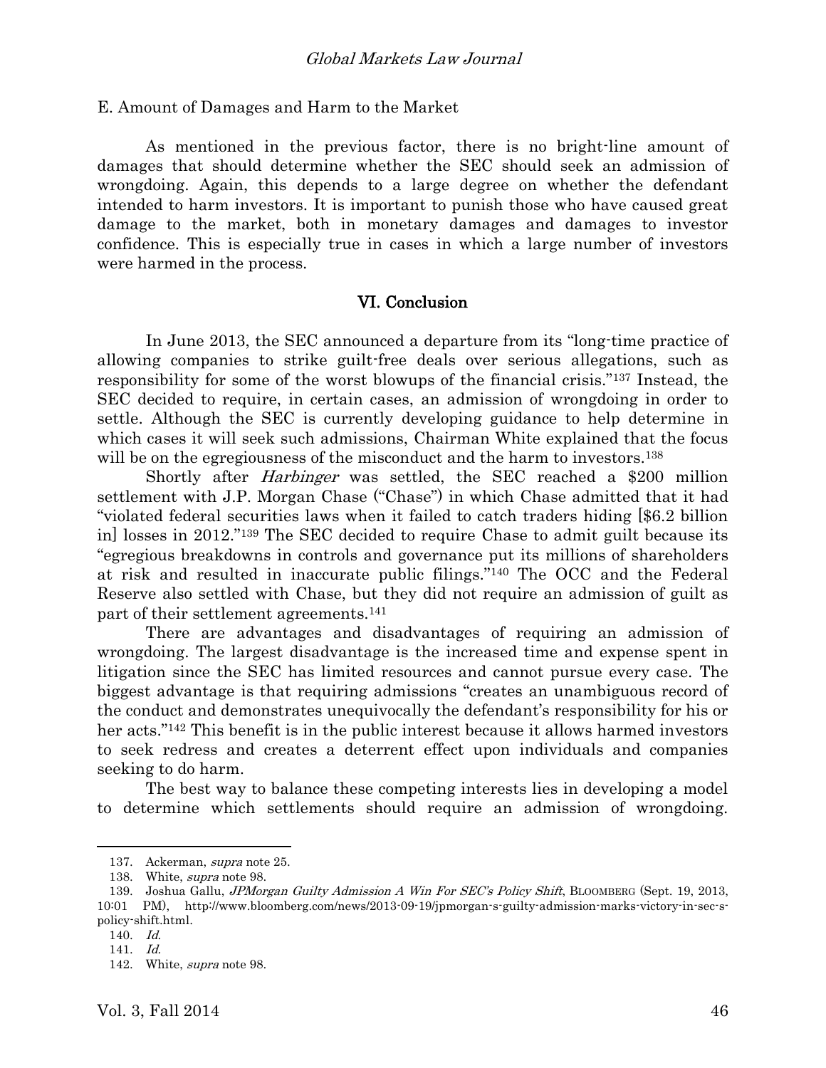E. Amount of Damages and Harm to the Market

As mentioned in the previous factor, there is no bright-line amount of damages that should determine whether the SEC should seek an admission of wrongdoing. Again, this depends to a large degree on whether the defendant intended to harm investors. It is important to punish those who have caused great damage to the market, both in monetary damages and damages to investor confidence. This is especially true in cases in which a large number of investors were harmed in the process.

## VI. Conclusion

In June 2013, the SEC announced a departure from its "long-time practice of allowing companies to strike guilt-free deals over serious allegations, such as responsibility for some of the worst blowups of the financial crisis."[137] Instead, the SEC decided to require, in certain cases, an admission of wrongdoing in order to settle. Although the SEC is currently developing guidance to help determine in which cases it will seek such admissions, Chairman White explained that the focus will be on the egregiousness of the misconduct and the harm to investors.[138]

Shortly after *Harbinger* was settled, the SEC reached a $200 million settlement with J.P. Morgan Chase ("Chase") in which Chase admitted that it had "violated federal securities laws when it failed to catch traders hiding [$6.2 billion in] losses in 2012."[139] The SEC decided to require Chase to admit guilt because its "egregious breakdowns in controls and governance put its millions of shareholders at risk and resulted in inaccurate public filings."[140] The OCC and the Federal Reserve also settled with Chase, but they did not require an admission of guilt as part of their settlement agreements.[141]

There are advantages and disadvantages of requiring an admission of wrongdoing. The largest disadvantage is the increased time and expense spent in litigation since the SEC has limited resources and cannot pursue every case. The biggest advantage is that requiring admissions "creates an unambiguous record of the conduct and demonstrates unequivocally the defendant's responsibility for his or her acts."[142] This benefit is in the public interest because it allows harmed investors to seek redress and creates a deterrent effect upon individuals and companies seeking to do harm.

The best way to balance these competing interests lies in developing a model to determine which settlements should require an admission of wrongdoing.

---

137. Ackerman, *supra* note 25.

138. White, *supra* note 98.

139. Joshua Gallu, *JPMorgan Guilty Admission A Win For SEC's Policy Shift*, BLOOMBERG (Sept. 19, 2013, 10:01 PM), http://www.bloomberg.com/news/2013-09-19/jpmorgan-s-guilty-admission-marks-victory-in-sec-s-policy-shift.html.

140. *Id.*

141. *Id.*

142. White, *supra* note 98.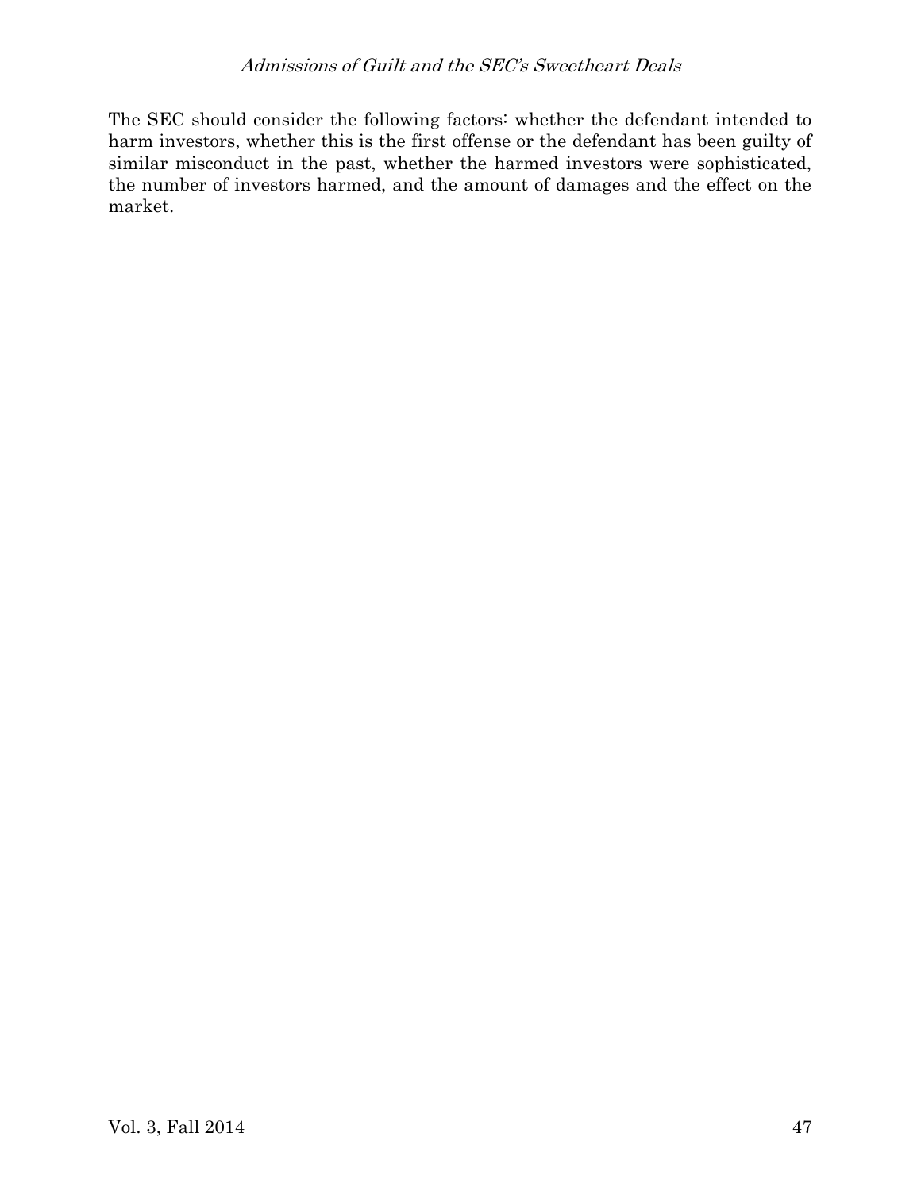The SEC should consider the following factors: whether the defendant intended to harm investors, whether this is the first offense or the defendant has been guilty of similar misconduct in the past, whether the harmed investors were sophisticated, the number of investors harmed, and the amount of damages and the effect on the market.